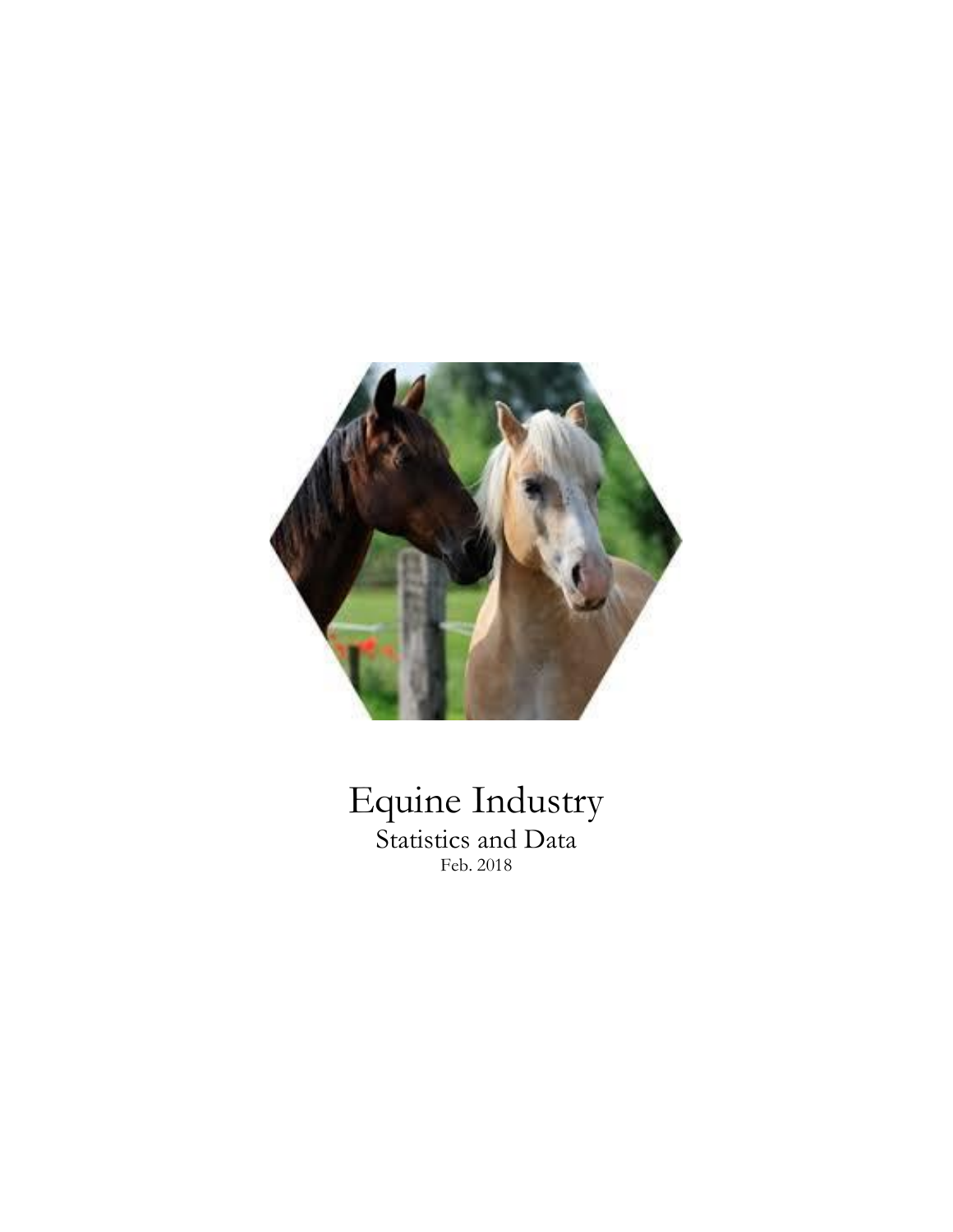# Equine Industry

## Statistics and Data

Feb. 2018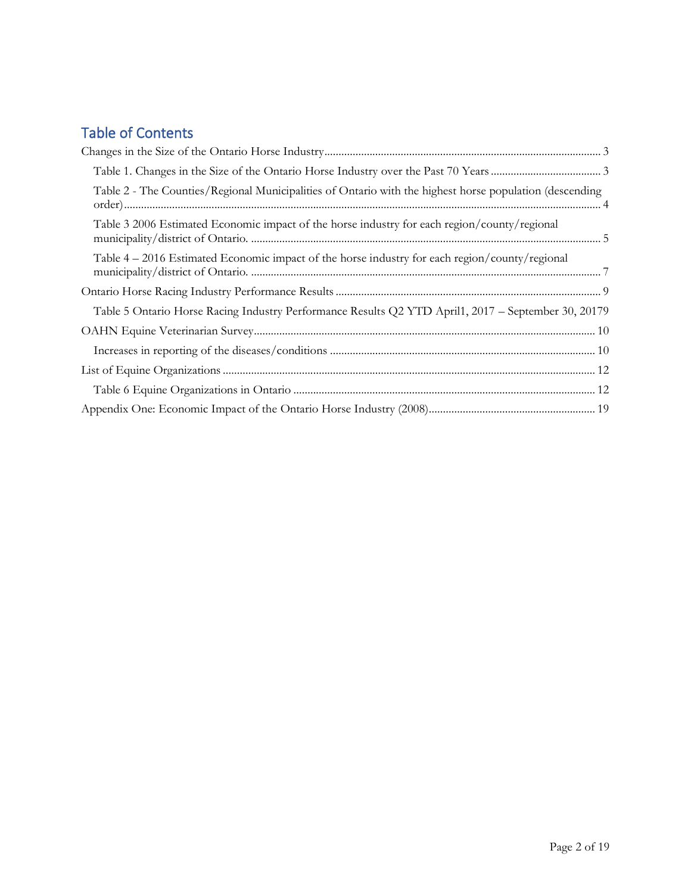## Table of Contents

Changes in the Size of the Ontario Horse Industry ........................................................................................ 3

Table 1. Changes in the Size of the Ontario Horse Industry over the Past 70 Years ....................................... 3

Table 2 - The Counties/Regional Municipalities of Ontario with the highest horse population (descending order) ........................................................................................................................................................ 4

Table 3 2006 Estimated Economic impact of the horse industry for each region/county/regional municipality/district of Ontario. ........................................................................................................... 5

Table 4 – 2016 Estimated Economic impact of the horse industry for each region/county/regional municipality/district of Ontario. ........................................................................................................... 7

Ontario Horse Racing Industry Performance Results ............................................................................................. 9

Table 5 Ontario Horse Racing Industry Performance Results Q2 YTD April1, 2017 – September 30, 20179

OAHN Equine Veterinarian Survey ........................................................................................................................ 10

Increases in reporting of the diseases/conditions ............................................................................................. 10

List of Equine Organizations ................................................................................................................................... 12

Table 6 Equine Organizations in Ontario .......................................................................................................... 12

Appendix One: Economic Impact of the Ontario Horse Industry (2008) .......................................................... 19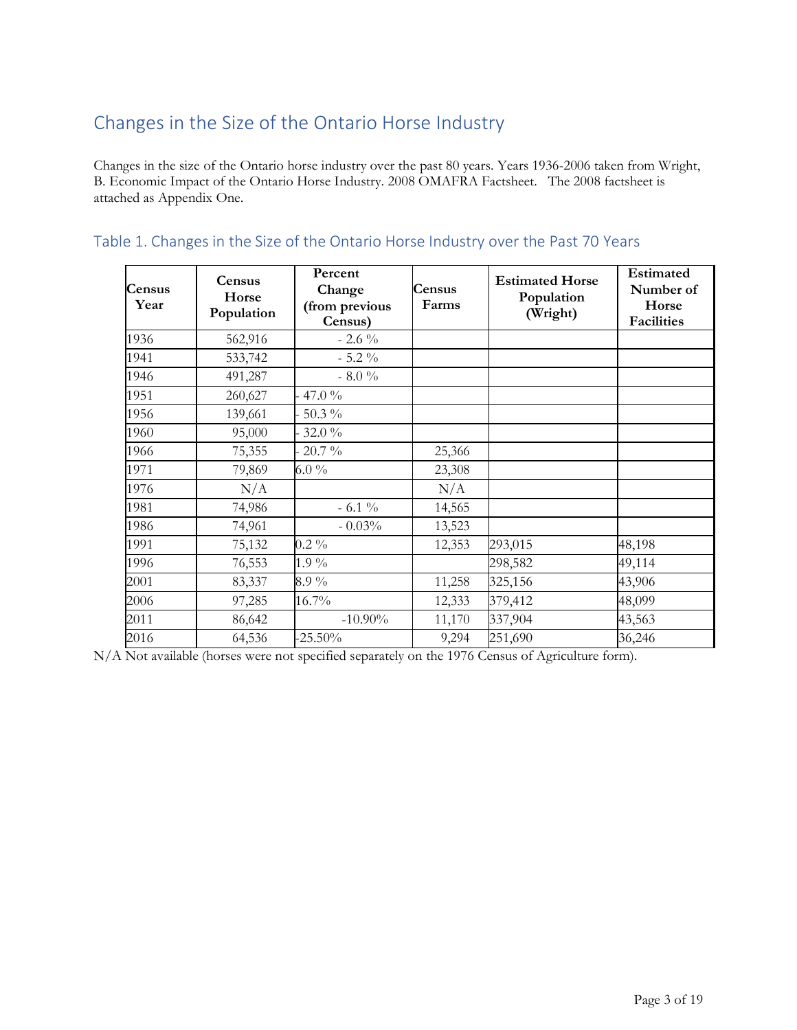## Changes in the Size of the Ontario Horse Industry

Changes in the size of the Ontario horse industry over the past 80 years. Years 1936-2006 taken from Wright, B. Economic Impact of the Ontario Horse Industry. 2008 OMAFRA Factsheet. The 2008 factsheet is attached as Appendix One.

### Table 1. Changes in the Size of the Ontario Horse Industry over the Past 70 Years

| Census Year | Census Horse Population | Percent Change (from previous Census) | Census Farms | Estimated Horse Population (Wright) | Estimated Number of Horse Facilities |
|---|---|---|---|---|---|
| 1936 | 562,916 | - 2.6 % | | | |
| 1941 | 533,742 | - 5.2 % | | | |
| 1946 | 491,287 | - 8.0 % | | | |
| 1951 | 260,627 | - 47.0 % | | | |
| 1956 | 139,661 | - 50.3 % | | | |
| 1960 | 95,000 | - 32.0 % | | | |
| 1966 | 75,355 | - 20.7 % | 25,366 | | |
| 1971 | 79,869 | 6.0 % | 23,308 | | |
| 1976 | N/A | | N/A | | |
| 1981 | 74,986 | - 6.1 % | 14,565 | | |
| 1986 | 74,961 | - 0.03% | 13,523 | | |
| 1991 | 75,132 | 0.2 % | 12,353 | 293,015 | 48,198 |
| 1996 | 76,553 | 1.9 % | | 298,582 | 49,114 |
| 2001 | 83,337 | 8.9 % | 11,258 | 325,156 | 43,906 |
| 2006 | 97,285 | 16.7% | 12,333 | 379,412 | 48,099 |
| 2011 | 86,642 | -10.90% | 11,170 | 337,904 | 43,563 |
| 2016 | 64,536 | -25.50% | 9,294 | 251,690 | 36,246 |

N/A Not available (horses were not specified separately on the 1976 Census of Agriculture form).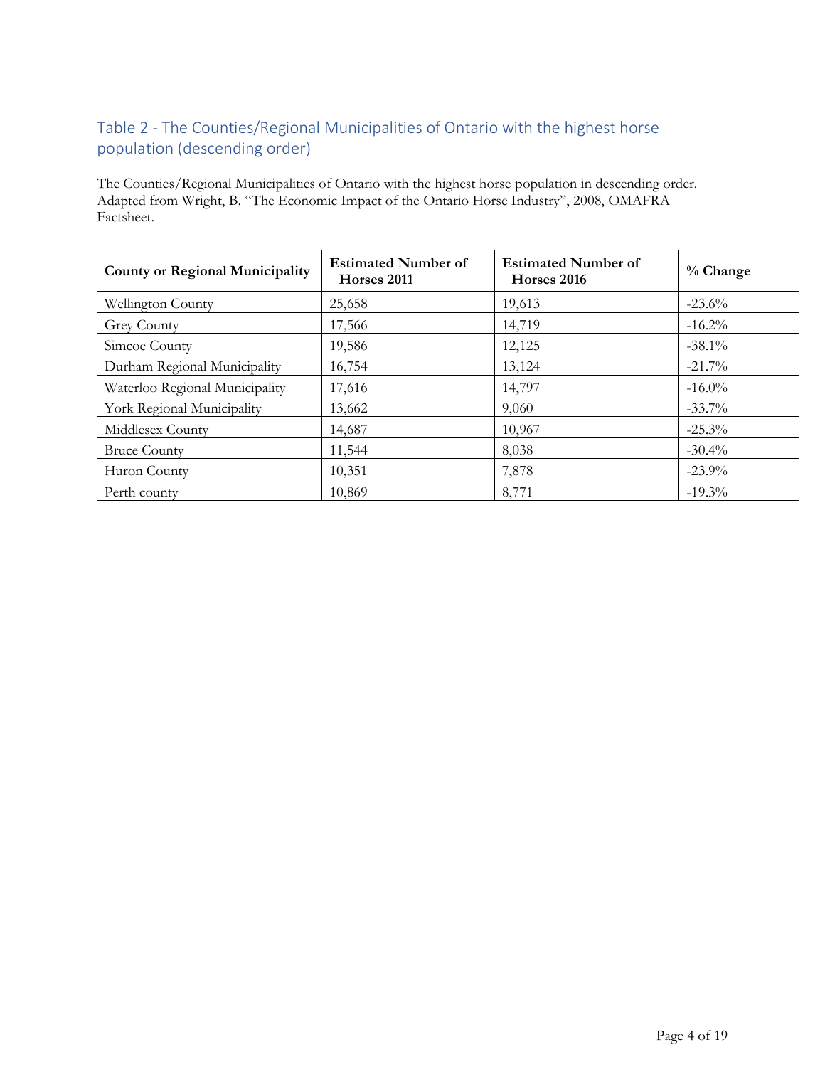## Table 2 - The Counties/Regional Municipalities of Ontario with the highest horse population (descending order)

The Counties/Regional Municipalities of Ontario with the highest horse population in descending order. Adapted from Wright, B. "The Economic Impact of the Ontario Horse Industry", 2008, OMAFRA Factsheet.

| County or Regional Municipality | Estimated Number of Horses 2011 | Estimated Number of Horses 2016 | % Change |
|---|---|---|---|
| Wellington County | 25,658 | 19,613 | -23.6% |
| Grey County | 17,566 | 14,719 | -16.2% |
| Simcoe County | 19,586 | 12,125 | -38.1% |
| Durham Regional Municipality | 16,754 | 13,124 | -21.7% |
| Waterloo Regional Municipality | 17,616 | 14,797 | -16.0% |
| York Regional Municipality | 13,662 | 9,060 | -33.7% |
| Middlesex County | 14,687 | 10,967 | -25.3% |
| Bruce County | 11,544 | 8,038 | -30.4% |
| Huron County | 10,351 | 7,878 | -23.9% |
| Perth county | 10,869 | 8,771 | -19.3% |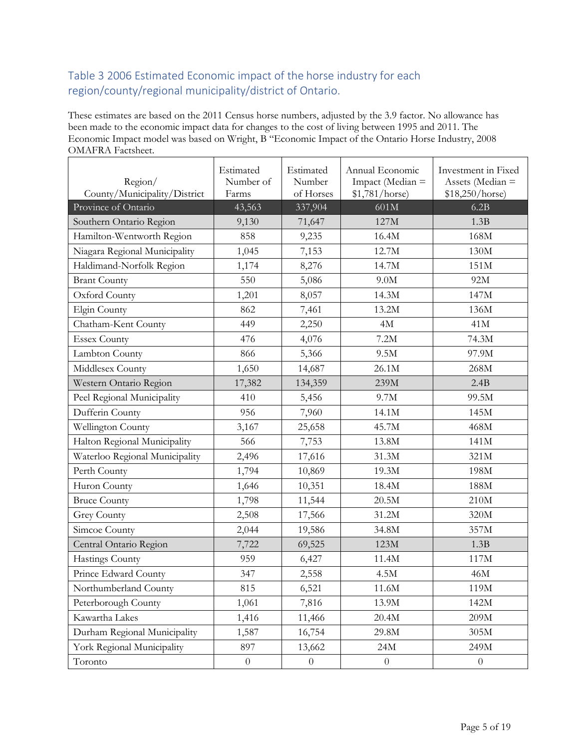### Table 3 2006 Estimated Economic impact of the horse industry for each region/county/regional municipality/district of Ontario.

These estimates are based on the 2011 Census horse numbers, adjusted by the 3.9 factor. No allowance has been made to the economic impact data for changes to the cost of living between 1995 and 2011. The Economic Impact model was based on Wright, B "Economic Impact of the Ontario Horse Industry, 2008 OMAFRA Factsheet.

| Region/ County/Municipality/District | Estimated Number of Farms | Estimated Number of Horses | Annual Economic Impact (Median = $1,781/horse) | Investment in Fixed Assets (Median = $18,250/horse) |
|---|---|---|---|---|
| Province of Ontario | 43,563 | 337,904 | 601M | 6.2B |
| Southern Ontario Region | 9,130 | 71,647 | 127M | 1.3B |
| Hamilton-Wentworth Region | 858 | 9,235 | 16.4M | 168M |
| Niagara Regional Municipality | 1,045 | 7,153 | 12.7M | 130M |
| Haldimand-Norfolk Region | 1,174 | 8,276 | 14.7M | 151M |
| Brant County | 550 | 5,086 | 9.0M | 92M |
| Oxford County | 1,201 | 8,057 | 14.3M | 147M |
| Elgin County | 862 | 7,461 | 13.2M | 136M |
| Chatham-Kent County | 449 | 2,250 | 4M | 41M |
| Essex County | 476 | 4,076 | 7.2M | 74.3M |
| Lambton County | 866 | 5,366 | 9.5M | 97.9M |
| Middlesex County | 1,650 | 14,687 | 26.1M | 268M |
| Western Ontario Region | 17,382 | 134,359 | 239M | 2.4B |
| Peel Regional Municipality | 410 | 5,456 | 9.7M | 99.5M |
| Dufferin County | 956 | 7,960 | 14.1M | 145M |
| Wellington County | 3,167 | 25,658 | 45.7M | 468M |
| Halton Regional Municipality | 566 | 7,753 | 13.8M | 141M |
| Waterloo Regional Municipality | 2,496 | 17,616 | 31.3M | 321M |
| Perth County | 1,794 | 10,869 | 19.3M | 198M |
| Huron County | 1,646 | 10,351 | 18.4M | 188M |
| Bruce County | 1,798 | 11,544 | 20.5M | 210M |
| Grey County | 2,508 | 17,566 | 31.2M | 320M |
| Simcoe County | 2,044 | 19,586 | 34.8M | 357M |
| Central Ontario Region | 7,722 | 69,525 | 123M | 1.3B |
| Hastings County | 959 | 6,427 | 11.4M | 117M |
| Prince Edward County | 347 | 2,558 | 4.5M | 46M |
| Northumberland County | 815 | 6,521 | 11.6M | 119M |
| Peterborough County | 1,061 | 7,816 | 13.9M | 142M |
| Kawartha Lakes | 1,416 | 11,466 | 20.4M | 209M |
| Durham Regional Municipality | 1,587 | 16,754 | 29.8M | 305M |
| York Regional Municipality | 897 | 13,662 | 24M | 249M |
| Toronto | 0 | 0 | 0 | 0 |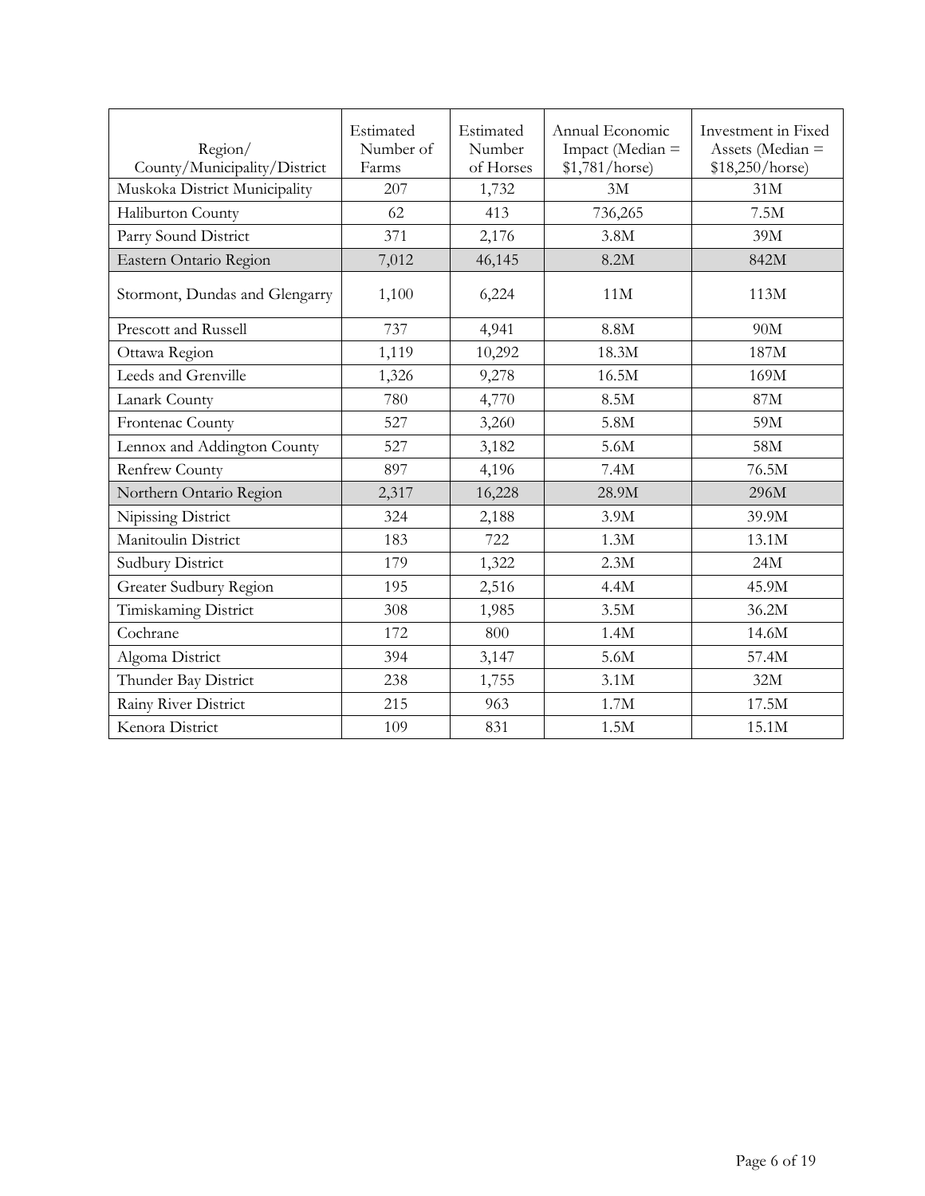| Region/ County/Municipality/District | Estimated Number of Farms | Estimated Number of Horses | Annual Economic Impact (Median = $1,781/horse) | Investment in Fixed Assets (Median = $18,250/horse) |
|---|---|---|---|---|
| Muskoka District Municipality | 207 | 1,732 | 3M | 31M |
| Haliburton County | 62 | 413 | 736,265 | 7.5M |
| Parry Sound District | 371 | 2,176 | 3.8M | 39M |
| Eastern Ontario Region | 7,012 | 46,145 | 8.2M | 842M |
| Stormont, Dundas and Glengarry | 1,100 | 6,224 | 11M | 113M |
| Prescott and Russell | 737 | 4,941 | 8.8M | 90M |
| Ottawa Region | 1,119 | 10,292 | 18.3M | 187M |
| Leeds and Grenville | 1,326 | 9,278 | 16.5M | 169M |
| Lanark County | 780 | 4,770 | 8.5M | 87M |
| Frontenac County | 527 | 3,260 | 5.8M | 59M |
| Lennox and Addington County | 527 | 3,182 | 5.6M | 58M |
| Renfrew County | 897 | 4,196 | 7.4M | 76.5M |
| Northern Ontario Region | 2,317 | 16,228 | 28.9M | 296M |
| Nipissing District | 324 | 2,188 | 3.9M | 39.9M |
| Manitoulin District | 183 | 722 | 1.3M | 13.1M |
| Sudbury District | 179 | 1,322 | 2.3M | 24M |
| Greater Sudbury Region | 195 | 2,516 | 4.4M | 45.9M |
| Timiskaming District | 308 | 1,985 | 3.5M | 36.2M |
| Cochrane | 172 | 800 | 1.4M | 14.6M |
| Algoma District | 394 | 3,147 | 5.6M | 57.4M |
| Thunder Bay District | 238 | 1,755 | 3.1M | 32M |
| Rainy River District | 215 | 963 | 1.7M | 17.5M |
| Kenora District | 109 | 831 | 1.5M | 15.1M |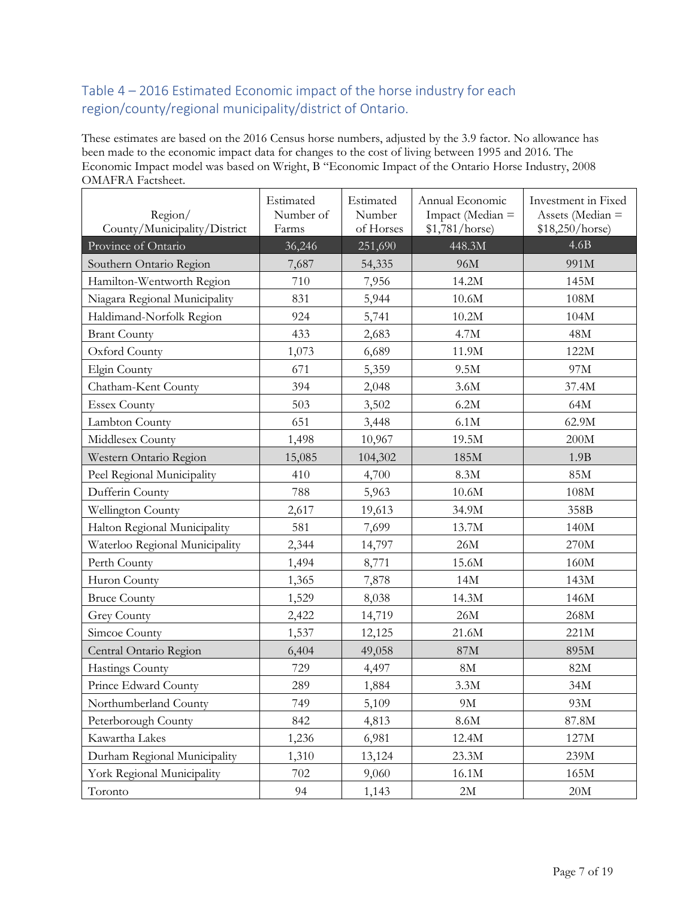## Table 4 – 2016 Estimated Economic impact of the horse industry for each region/county/regional municipality/district of Ontario.

These estimates are based on the 2016 Census horse numbers, adjusted by the 3.9 factor. No allowance has been made to the economic impact data for changes to the cost of living between 1995 and 2016. The Economic Impact model was based on Wright, B "Economic Impact of the Ontario Horse Industry, 2008 OMAFRA Factsheet.

| Region/ County/Municipality/District | Estimated Number of Farms | Estimated Number of Horses | Annual Economic Impact (Median = $1,781/horse) | Investment in Fixed Assets (Median = $18,250/horse) |
|---|---|---|---|---|
| Province of Ontario | 36,246 | 251,690 | 448.3M | 4.6B |
| Southern Ontario Region | 7,687 | 54,335 | 96M | 991M |
| Hamilton-Wentworth Region | 710 | 7,956 | 14.2M | 145M |
| Niagara Regional Municipality | 831 | 5,944 | 10.6M | 108M |
| Haldimand-Norfolk Region | 924 | 5,741 | 10.2M | 104M |
| Brant County | 433 | 2,683 | 4.7M | 48M |
| Oxford County | 1,073 | 6,689 | 11.9M | 122M |
| Elgin County | 671 | 5,359 | 9.5M | 97M |
| Chatham-Kent County | 394 | 2,048 | 3.6M | 37.4M |
| Essex County | 503 | 3,502 | 6.2M | 64M |
| Lambton County | 651 | 3,448 | 6.1M | 62.9M |
| Middlesex County | 1,498 | 10,967 | 19.5M | 200M |
| Western Ontario Region | 15,085 | 104,302 | 185M | 1.9B |
| Peel Regional Municipality | 410 | 4,700 | 8.3M | 85M |
| Dufferin County | 788 | 5,963 | 10.6M | 108M |
| Wellington County | 2,617 | 19,613 | 34.9M | 358B |
| Halton Regional Municipality | 581 | 7,699 | 13.7M | 140M |
| Waterloo Regional Municipality | 2,344 | 14,797 | 26M | 270M |
| Perth County | 1,494 | 8,771 | 15.6M | 160M |
| Huron County | 1,365 | 7,878 | 14M | 143M |
| Bruce County | 1,529 | 8,038 | 14.3M | 146M |
| Grey County | 2,422 | 14,719 | 26M | 268M |
| Simcoe County | 1,537 | 12,125 | 21.6M | 221M |
| Central Ontario Region | 6,404 | 49,058 | 87M | 895M |
| Hastings County | 729 | 4,497 | 8M | 82M |
| Prince Edward County | 289 | 1,884 | 3.3M | 34M |
| Northumberland County | 749 | 5,109 | 9M | 93M |
| Peterborough County | 842 | 4,813 | 8.6M | 87.8M |
| Kawartha Lakes | 1,236 | 6,981 | 12.4M | 127M |
| Durham Regional Municipality | 1,310 | 13,124 | 23.3M | 239M |
| York Regional Municipality | 702 | 9,060 | 16.1M | 165M |
| Toronto | 94 | 1,143 | 2M | 20M |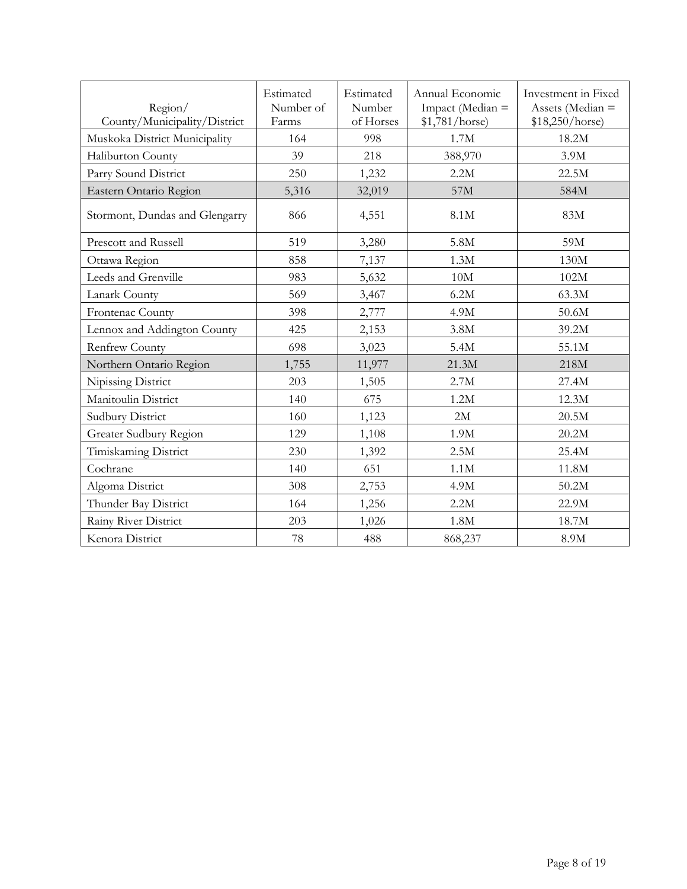| Region/ County/Municipality/District | Estimated Number of Farms | Estimated Number of Horses | Annual Economic Impact (Median = $1,781/horse) | Investment in Fixed Assets (Median = $18,250/horse) |
|---|---|---|---|---|
| Muskoka District Municipality | 164 | 998 | 1.7M | 18.2M |
| Haliburton County | 39 | 218 | 388,970 | 3.9M |
| Parry Sound District | 250 | 1,232 | 2.2M | 22.5M |
| Eastern Ontario Region | 5,316 | 32,019 | 57M | 584M |
| Stormont, Dundas and Glengarry | 866 | 4,551 | 8.1M | 83M |
| Prescott and Russell | 519 | 3,280 | 5.8M | 59M |
| Ottawa Region | 858 | 7,137 | 1.3M | 130M |
| Leeds and Grenville | 983 | 5,632 | 10M | 102M |
| Lanark County | 569 | 3,467 | 6.2M | 63.3M |
| Frontenac County | 398 | 2,777 | 4.9M | 50.6M |
| Lennox and Addington County | 425 | 2,153 | 3.8M | 39.2M |
| Renfrew County | 698 | 3,023 | 5.4M | 55.1M |
| Northern Ontario Region | 1,755 | 11,977 | 21.3M | 218M |
| Nipissing District | 203 | 1,505 | 2.7M | 27.4M |
| Manitoulin District | 140 | 675 | 1.2M | 12.3M |
| Sudbury District | 160 | 1,123 | 2M | 20.5M |
| Greater Sudbury Region | 129 | 1,108 | 1.9M | 20.2M |
| Timiskaming District | 230 | 1,392 | 2.5M | 25.4M |
| Cochrane | 140 | 651 | 1.1M | 11.8M |
| Algoma District | 308 | 2,753 | 4.9M | 50.2M |
| Thunder Bay District | 164 | 1,256 | 2.2M | 22.9M |
| Rainy River District | 203 | 1,026 | 1.8M | 18.7M |
| Kenora District | 78 | 488 | 868,237 | 8.9M |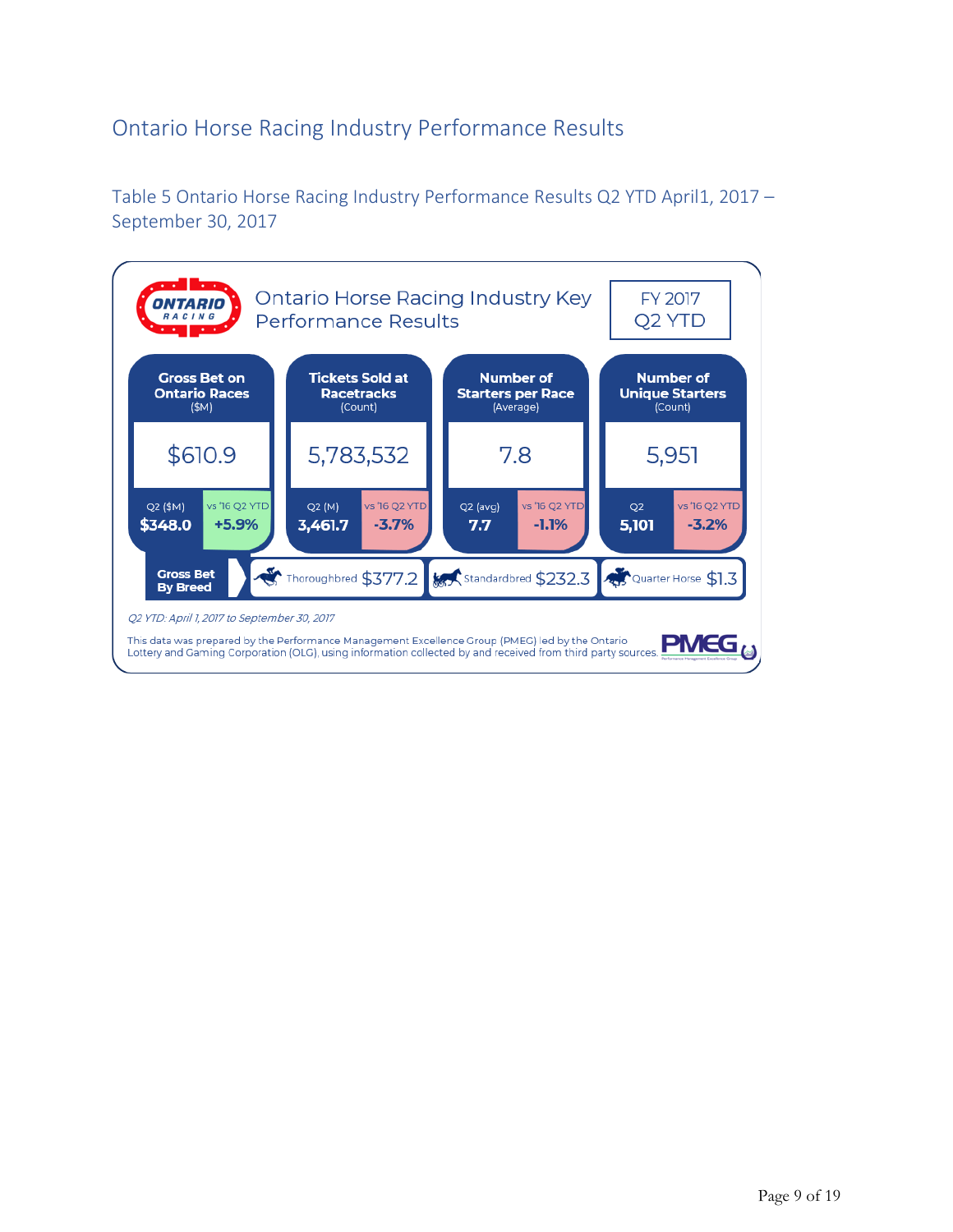# Ontario Horse Racing Industry Performance Results

## Table 5 Ontario Horse Racing Industry Performance Results Q2 YTD April1, 2017 – September 30, 2017

**Ontario Horse Racing Industry Key Performance Results** — FY 2017 Q2 YTD

| | Gross Bet on Ontario Races ($M) | Tickets Sold at Racetracks (Count) | Number of Starters per Race (Average) | Number of Unique Starters (Count) |
|---|---|---|---|---|
| Q2 YTD | $610.9 | 5,783,532 | 7.8 | 5,951 |
| Q2 | Q2 ($M) $348.0 | Q2 (M) 3,461.7 | Q2 (avg) 7.7 | Q2 5,101 |
| vs '16 Q2 YTD | +5.9% | -3.7% | -1.1% | -3.2% |

**Gross Bet By Breed**

| Thoroughbred | Standardbred | Quarter Horse |
|---|---|---|
| $377.2 | $232.3 | $1.3 |

*Q2 YTD: April 1, 2017 to September 30, 2017*

This data was prepared by the Performance Management Excellence Group (PMEG) led by the Ontario Lottery and Gaming Corporation (OLG), using information collected by and received from third party sources.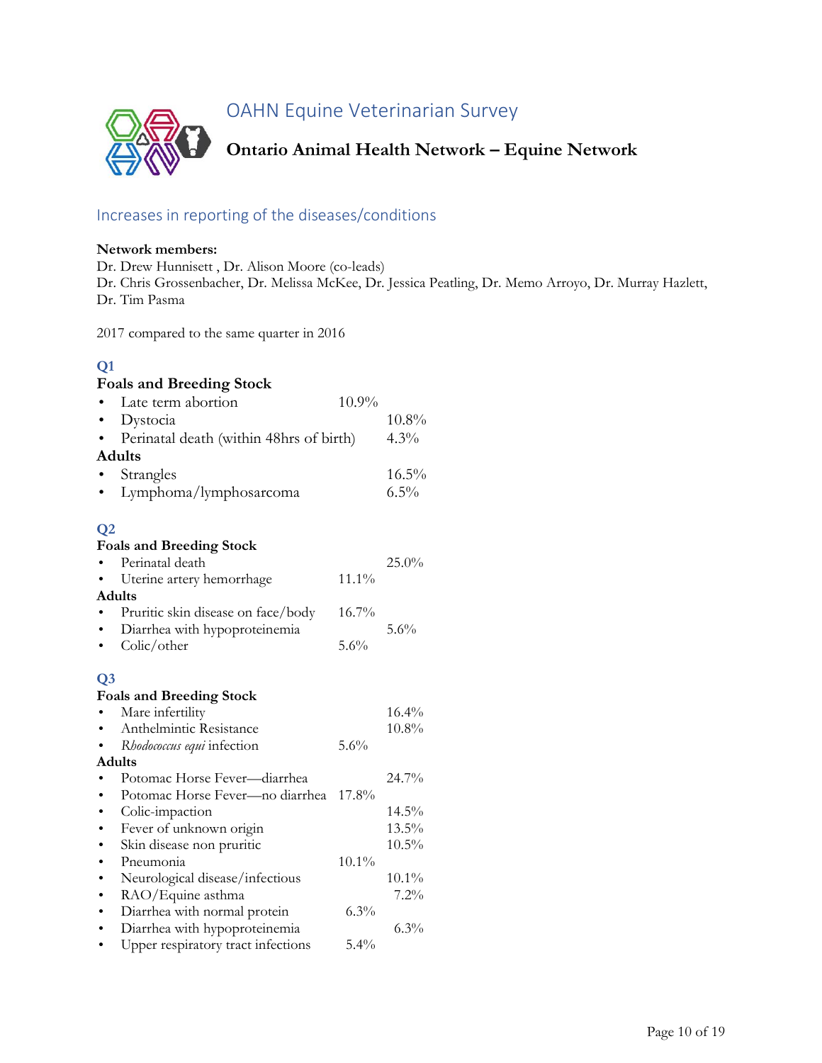# OAHN Equine Veterinarian Survey

## Ontario Animal Health Network – Equine Network

### Increases in reporting of the diseases/conditions

**Network members:**
Dr. Drew Hunnisett , Dr. Alison Moore (co-leads)
Dr. Chris Grossenbacher, Dr. Melissa McKee, Dr. Jessica Peatling, Dr. Memo Arroyo, Dr. Murray Hazlett, Dr. Tim Pasma

2017 compared to the same quarter in 2016

### Q1

**Foals and Breeding Stock**

- Late term abortion 10.9%
- Dystocia 10.8%
- Perinatal death (within 48hrs of birth) 4.3%

**Adults**

- Strangles 16.5%
- Lymphoma/lymphosarcoma 6.5%

### Q2

**Foals and Breeding Stock**

- Perinatal death 25.0%
- Uterine artery hemorrhage 11.1%

**Adults**

- Pruritic skin disease on face/body 16.7%
- Diarrhea with hypoproteinemia 5.6%
- Colic/other 5.6%

### Q3

**Foals and Breeding Stock**

- Mare infertility 16.4%
- Anthelmintic Resistance 10.8%
- *Rhodococcus equi* infection 5.6%

**Adults**

- Potomac Horse Fever—diarrhea 24.7%
- Potomac Horse Fever—no diarrhea 17.8%
- Colic-impaction 14.5%
- Fever of unknown origin 13.5%
- Skin disease non pruritic 10.5%
- Pneumonia 10.1%
- Neurological disease/infectious 10.1%
- RAO/Equine asthma 7.2%
- Diarrhea with normal protein 6.3%
- Diarrhea with hypoproteinemia 6.3%
- Upper respiratory tract infections 5.4%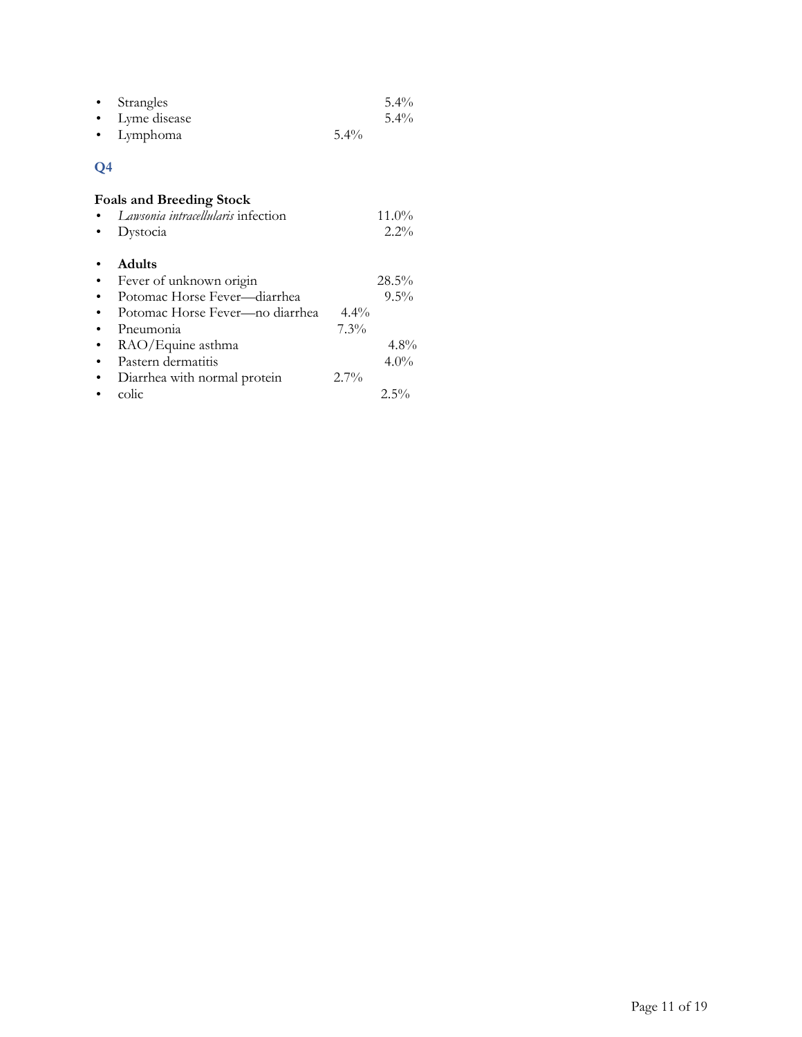- Strangles 5.4%
- Lyme disease 5.4%
- Lymphoma 5.4%

## Q4

**Foals and Breeding Stock**

- *Lawsonia intracellularis* infection 11.0%
- Dystocia 2.2%

- **Adults**
- Fever of unknown origin 28.5%
- Potomac Horse Fever—diarrhea 9.5%
- Potomac Horse Fever—no diarrhea 4.4%
- Pneumonia 7.3%
- RAO/Equine asthma 4.8%
- Pastern dermatitis 4.0%
- Diarrhea with normal protein 2.7%
- colic 2.5%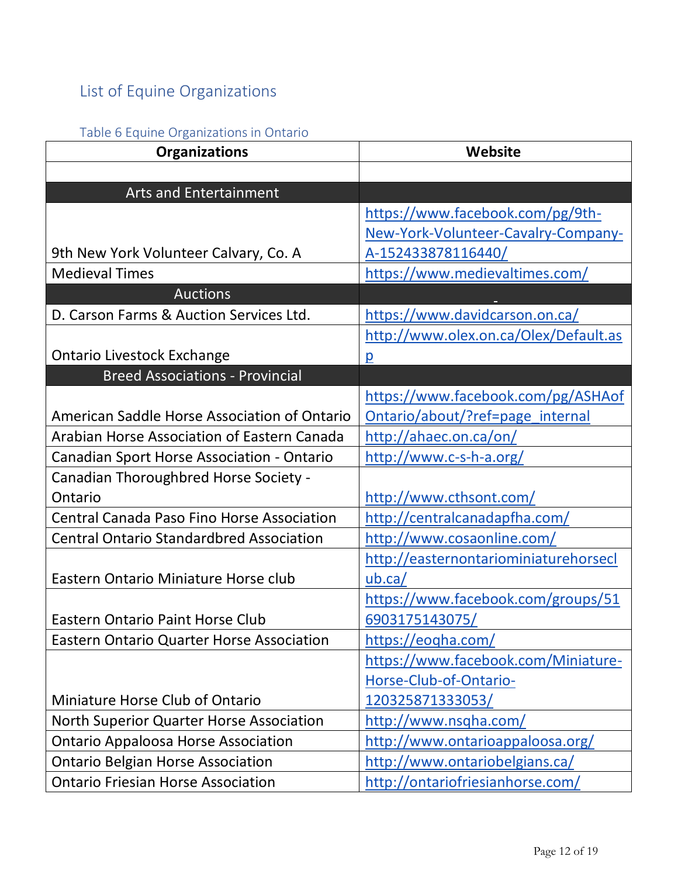## List of Equine Organizations

Table 6 Equine Organizations in Ontario

| Organizations | Website |
|---|---|
| | |
| **Arts and Entertainment** | |
| 9th New York Volunteer Calvary, Co. A | https://www.facebook.com/pg/9th-New-York-Volunteer-Cavalry-Company-A-152433878116440/ |
| Medieval Times | https://www.medievaltimes.com/ |
| **Auctions** | |
| D. Carson Farms & Auction Services Ltd. | https://www.davidcarson.on.ca/ |
| Ontario Livestock Exchange | http://www.olex.on.ca/Olex/Default.asp |
| **Breed Associations - Provincial** | |
| American Saddle Horse Association of Ontario | https://www.facebook.com/pg/ASHAofOntario/about/?ref=page_internal |
| Arabian Horse Association of Eastern Canada | http://ahaec.on.ca/on/ |
| Canadian Sport Horse Association - Ontario | http://www.c-s-h-a.org/ |
| Canadian Thoroughbred Horse Society - Ontario | http://www.cthsont.com/ |
| Central Canada Paso Fino Horse Association | http://centralcanadapfha.com/ |
| Central Ontario Standardbred Association | http://www.cosaonline.com/ |
| Eastern Ontario Miniature Horse club | http://easternontariominiaturehorseclub.ca/ |
| Eastern Ontario Paint Horse Club | https://www.facebook.com/groups/516903175143075/ |
| Eastern Ontario Quarter Horse Association | https://eoqha.com/ |
| Miniature Horse Club of Ontario | https://www.facebook.com/Miniature-Horse-Club-of-Ontario-120325871333053/ |
| North Superior Quarter Horse Association | http://www.nsqha.com/ |
| Ontario Appaloosa Horse Association | http://www.ontarioappaloosa.org/ |
| Ontario Belgian Horse Association | http://www.ontariobelgians.ca/ |
| Ontario Friesian Horse Association | http://ontariofriesianhorse.com/ |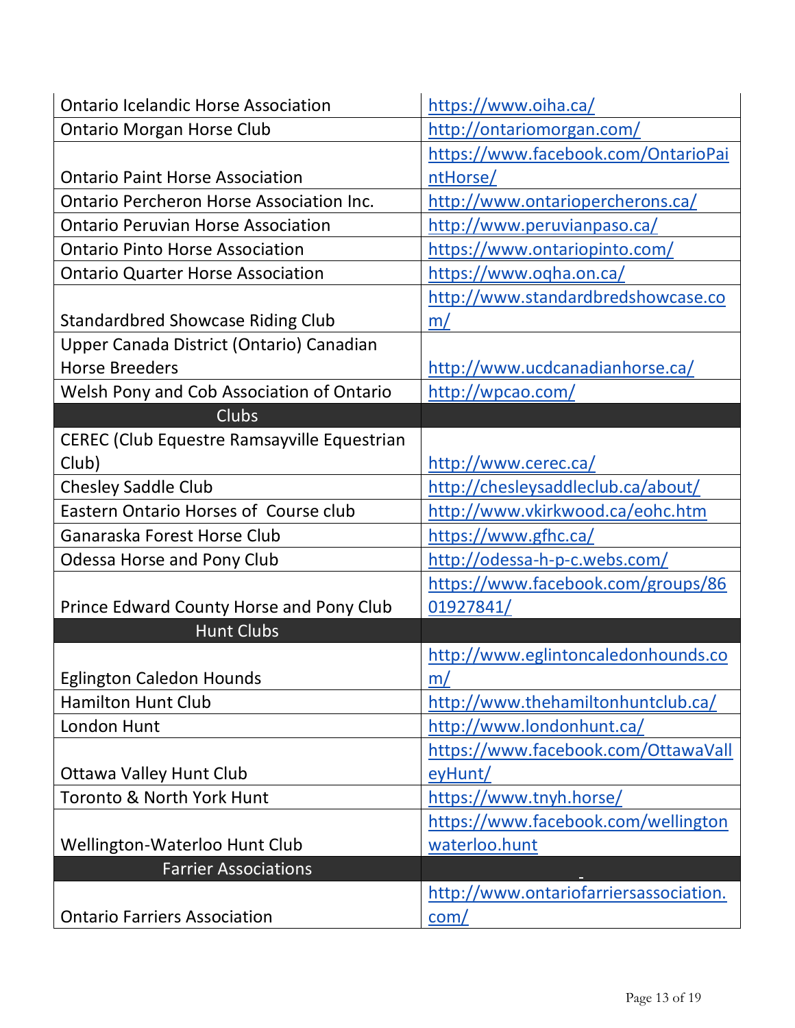| | |
|---|---|
| Ontario Icelandic Horse Association | https://www.oiha.ca/ |
| Ontario Morgan Horse Club | http://ontariomorgan.com/ |
| Ontario Paint Horse Association | https://www.facebook.com/OntarioPaintHorse/ |
| Ontario Percheron Horse Association Inc. | http://www.ontariopercherons.ca/ |
| Ontario Peruvian Horse Association | http://www.peruvianpaso.ca/ |
| Ontario Pinto Horse Association | https://www.ontariopinto.com/ |
| Ontario Quarter Horse Association | https://www.oqha.on.ca/ |
| Standardbred Showcase Riding Club | http://www.standardbredshowcase.com/ |
| Upper Canada District (Ontario) Canadian Horse Breeders | http://www.ucdcanadianhorse.ca/ |
| Welsh Pony and Cob Association of Ontario | http://wpcao.com/ |
| **Clubs** | |
| CEREC (Club Equestre Ramsayville Equestrian Club) | http://www.cerec.ca/ |
| Chesley Saddle Club | http://chesleysaddleclub.ca/about/ |
| Eastern Ontario Horses of Course club | http://www.vkirkwood.ca/eohc.htm |
| Ganaraska Forest Horse Club | https://www.gfhc.ca/ |
| Odessa Horse and Pony Club | http://odessa-h-p-c.webs.com/ |
| Prince Edward County Horse and Pony Club | https://www.facebook.com/groups/8601927841/ |
| **Hunt Clubs** | |
| Eglington Caledon Hounds | http://www.eglintoncaledonhounds.com/ |
| Hamilton Hunt Club | http://www.thehamiltonhuntclub.ca/ |
| London Hunt | http://www.londonhunt.ca/ |
| Ottawa Valley Hunt Club | https://www.facebook.com/OttawaValleyHunt/ |
| Toronto & North York Hunt | https://www.tnyh.horse/ |
| Wellington-Waterloo Hunt Club | https://www.facebook.com/wellingtonwaterloo.hunt |
| **Farrier Associations** | |
| Ontario Farriers Association | http://www.ontariofarriersassociation.com/ |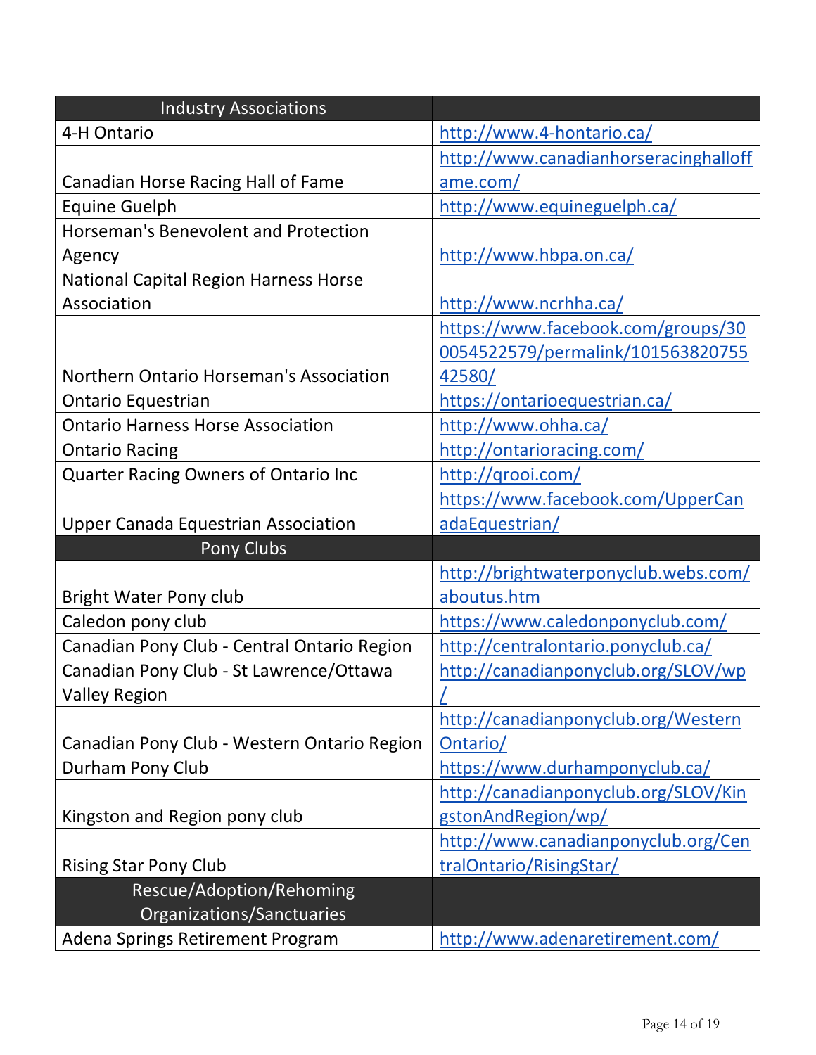| Industry Associations | |
|---|---|
| 4-H Ontario | http://www.4-hontario.ca/ |
| Canadian Horse Racing Hall of Fame | http://www.canadianhorseracinghalloffame.com/ |
| Equine Guelph | http://www.equineguelph.ca/ |
| Horseman's Benevolent and Protection Agency | http://www.hbpa.on.ca/ |
| National Capital Region Harness Horse Association | http://www.ncrhha.ca/ |
| Northern Ontario Horseman's Association | https://www.facebook.com/groups/300054522579/permalink/10156382075542580/ |
| Ontario Equestrian | https://ontarioequestrian.ca/ |
| Ontario Harness Horse Association | http://www.ohha.ca/ |
| Ontario Racing | http://ontarioracing.com/ |
| Quarter Racing Owners of Ontario Inc | http://qrooi.com/ |
| Upper Canada Equestrian Association | https://www.facebook.com/UpperCanadaEquestrian/ |
| **Pony Clubs** | |
| Bright Water Pony club | http://brightwaterponyclub.webs.com/aboutus.htm |
| Caledon pony club | https://www.caledonponyclub.com/ |
| Canadian Pony Club - Central Ontario Region | http://centralontario.ponyclub.ca/ |
| Canadian Pony Club - St Lawrence/Ottawa Valley Region | http://canadianponyclub.org/SLOV/wp/ |
| Canadian Pony Club - Western Ontario Region | http://canadianponyclub.org/WesternOntario/ |
| Durham Pony Club | https://www.durhamponyclub.ca/ |
| Kingston and Region pony club | http://canadianponyclub.org/SLOV/KingstonAndRegion/wp/ |
| Rising Star Pony Club | http://www.canadianponyclub.org/CentralOntario/RisingStar/ |
| **Rescue/Adoption/Rehoming Organizations/Sanctuaries** | |
| Adena Springs Retirement Program | http://www.adenaretirement.com/ |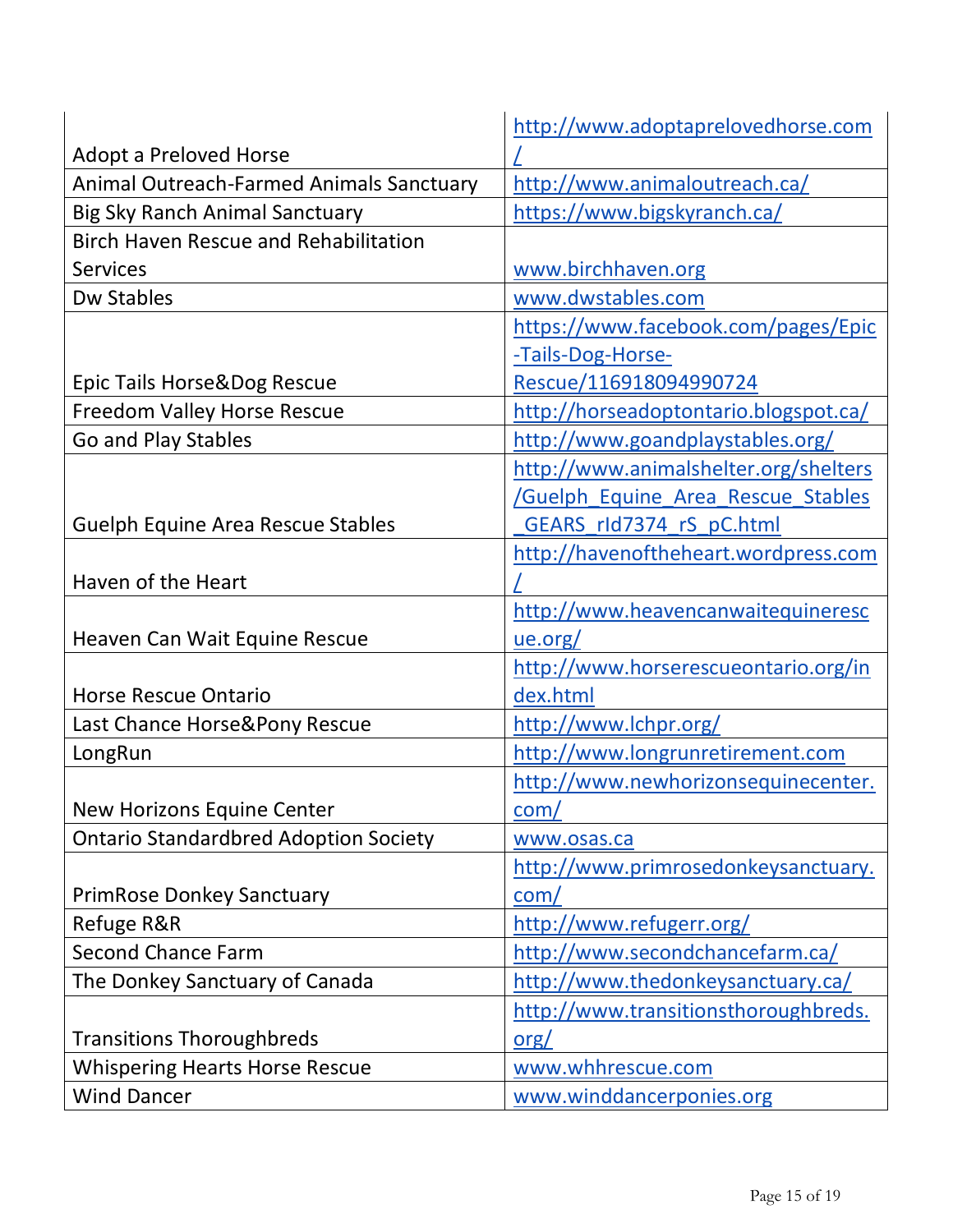| Adopt a Preloved Horse | http://www.adoptaprelovedhorse.com/ |
|---|---|
| Animal Outreach-Farmed Animals Sanctuary | http://www.animaloutreach.ca/ |
| Big Sky Ranch Animal Sanctuary | https://www.bigskyranch.ca/ |
| Birch Haven Rescue and Rehabilitation Services | www.birchhaven.org |
| Dw Stables | www.dwstables.com |
| Epic Tails Horse&Dog Rescue | https://www.facebook.com/pages/Epic-Tails-Dog-Horse-Rescue/116918094990724 |
| Freedom Valley Horse Rescue | http://horseadoptontario.blogspot.ca/ |
| Go and Play Stables | http://www.goandplaystables.org/ |
| Guelph Equine Area Rescue Stables | http://www.animalshelter.org/shelters/Guelph_Equine_Area_Rescue_Stables_GEARS_rId7374_rS_pC.html |
| Haven of the Heart | http://havenoftheheart.wordpress.com/ |
| Heaven Can Wait Equine Rescue | http://www.heavencanwaitequinerescue.org/ |
| Horse Rescue Ontario | http://www.horserescueontario.org/index.html |
| Last Chance Horse&Pony Rescue | http://www.lchpr.org/ |
| LongRun | http://www.longrunretirement.com |
| New Horizons Equine Center | http://www.newhorizonsequinecenter.com/ |
| Ontario Standardbred Adoption Society | www.osas.ca |
| PrimRose Donkey Sanctuary | http://www.primrosedonkeysanctuary.com/ |
| Refuge R&R | http://www.refugerr.org/ |
| Second Chance Farm | http://www.secondchancefarm.ca/ |
| The Donkey Sanctuary of Canada | http://www.thedonkeysanctuary.ca/ |
| Transitions Thoroughbreds | http://www.transitionsthoroughbreds.org/ |
| Whispering Hearts Horse Rescue | www.whhrescue.com |
| Wind Dancer | www.winddancerponies.org |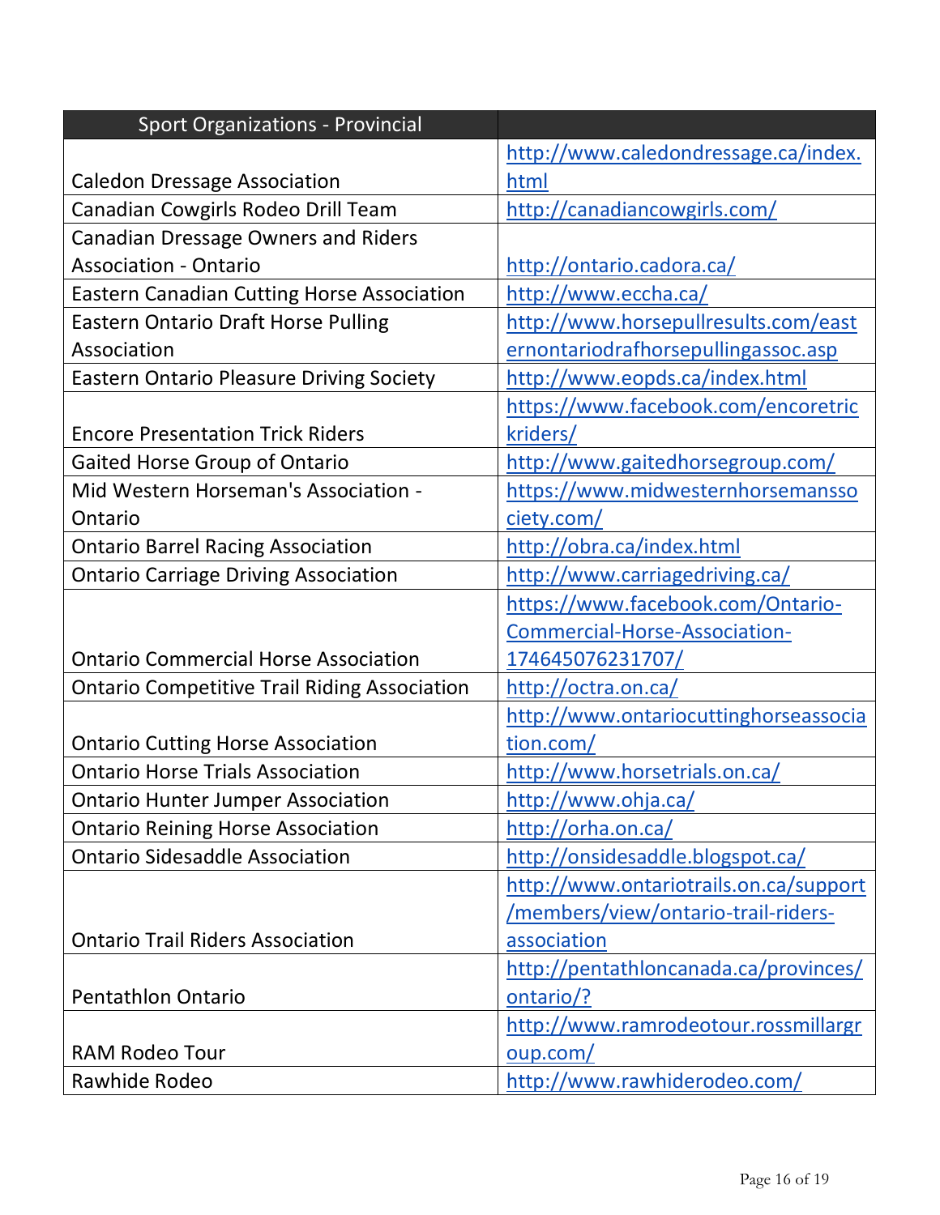| Sport Organizations - Provincial | |
|---|---|
| Caledon Dressage Association | http://www.caledondressage.ca/index.html |
| Canadian Cowgirls Rodeo Drill Team | http://canadiancowgirls.com/ |
| Canadian Dressage Owners and Riders Association - Ontario | http://ontario.cadora.ca/ |
| Eastern Canadian Cutting Horse Association | http://www.eccha.ca/ |
| Eastern Ontario Draft Horse Pulling Association | http://www.horsepullresults.com/easternontariodrafhorsepullingassoc.asp |
| Eastern Ontario Pleasure Driving Society | http://www.eopds.ca/index.html |
| Encore Presentation Trick Riders | https://www.facebook.com/encoretrickriders/ |
| Gaited Horse Group of Ontario | http://www.gaitedhorsegroup.com/ |
| Mid Western Horseman's Association - Ontario | https://www.midwesternhorsemanssociety.com/ |
| Ontario Barrel Racing Association | http://obra.ca/index.html |
| Ontario Carriage Driving Association | http://www.carriagedriving.ca/ |
| Ontario Commercial Horse Association | https://www.facebook.com/Ontario-Commercial-Horse-Association-174645076231707/ |
| Ontario Competitive Trail Riding Association | http://octra.on.ca/ |
| Ontario Cutting Horse Association | http://www.ontariocuttinghorseassociation.com/ |
| Ontario Horse Trials Association | http://www.horsetrials.on.ca/ |
| Ontario Hunter Jumper Association | http://www.ohja.ca/ |
| Ontario Reining Horse Association | http://orha.on.ca/ |
| Ontario Sidesaddle Association | http://onsidesaddle.blogspot.ca/ |
| Ontario Trail Riders Association | http://www.ontariotrails.on.ca/support/members/view/ontario-trail-riders-association |
| Pentathlon Ontario | http://pentathloncanada.ca/provinces/ontario/? |
| RAM Rodeo Tour | http://www.ramrodeotour.rossmillargroup.com/ |
| Rawhide Rodeo | http://www.rawhiderodeo.com/ |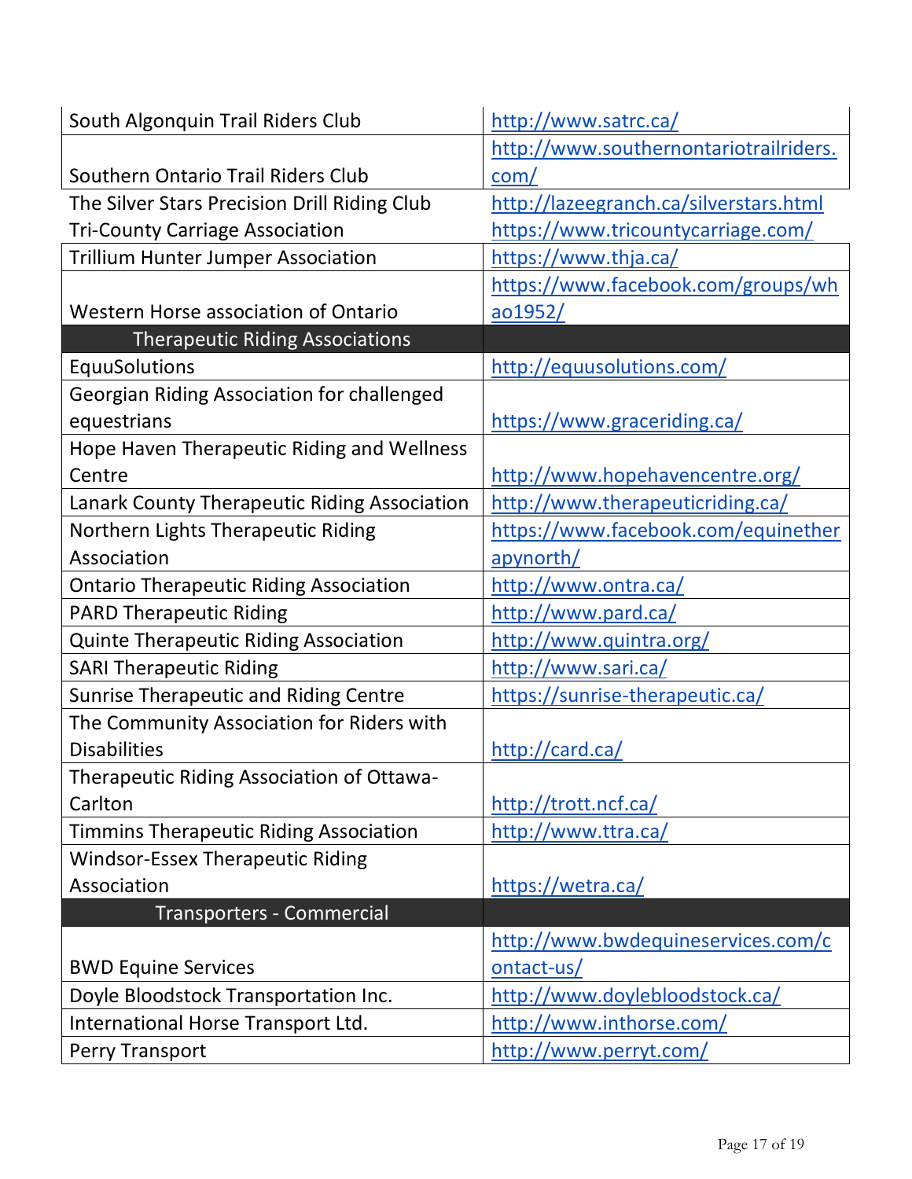| | |
|---|---|
| South Algonquin Trail Riders Club | http://www.satrc.ca/ |
| Southern Ontario Trail Riders Club | http://www.southernontariotrailriders.com/ |
| The Silver Stars Precision Drill Riding Club | http://lazeegranch.ca/silverstars.html |
| Tri-County Carriage Association | https://www.tricountycarriage.com/ |
| Trillium Hunter Jumper Association | https://www.thja.ca/ |
| Western Horse association of Ontario | https://www.facebook.com/groups/whao1952/ |
| **Therapeutic Riding Associations** | |
| EquuSolutions | http://equusolutions.com/ |
| Georgian Riding Association for challenged equestrians | https://www.graceriding.ca/ |
| Hope Haven Therapeutic Riding and Wellness Centre | http://www.hopehavencentre.org/ |
| Lanark County Therapeutic Riding Association | http://www.therapeuticriding.ca/ |
| Northern Lights Therapeutic Riding Association | https://www.facebook.com/equinetherapynorth/ |
| Ontario Therapeutic Riding Association | http://www.ontra.ca/ |
| PARD Therapeutic Riding | http://www.pard.ca/ |
| Quinte Therapeutic Riding Association | http://www.quintra.org/ |
| SARI Therapeutic Riding | http://www.sari.ca/ |
| Sunrise Therapeutic and Riding Centre | https://sunrise-therapeutic.ca/ |
| The Community Association for Riders with Disabilities | http://card.ca/ |
| Therapeutic Riding Association of Ottawa-Carlton | http://trott.ncf.ca/ |
| Timmins Therapeutic Riding Association | http://www.ttra.ca/ |
| Windsor-Essex Therapeutic Riding Association | https://wetra.ca/ |
| **Transporters - Commercial** | |
| BWD Equine Services | http://www.bwdequineservices.com/contact-us/ |
| Doyle Bloodstock Transportation Inc. | http://www.doylebloodstock.ca/ |
| International Horse Transport Ltd. | http://www.inthorse.com/ |
| Perry Transport | http://www.perryt.com/ |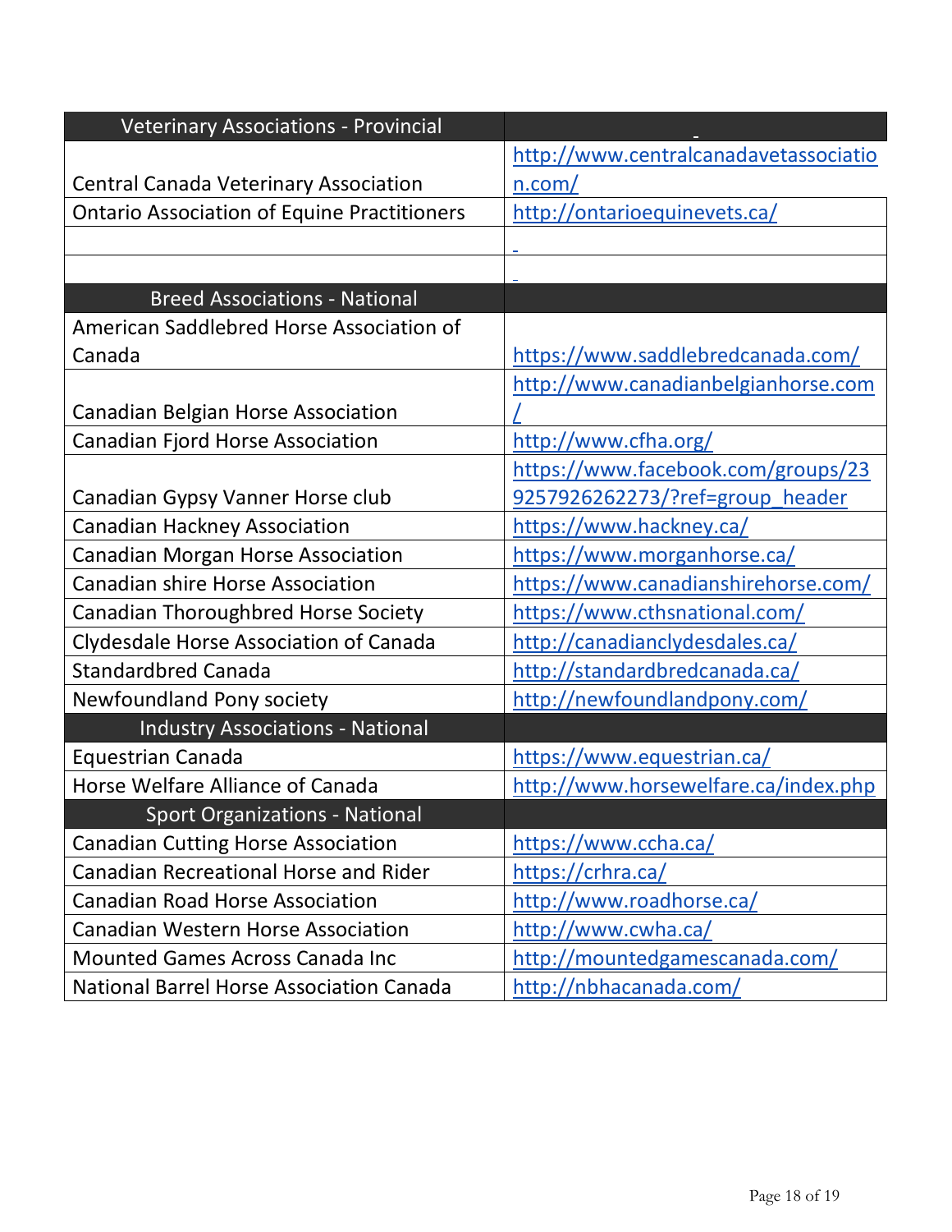| Veterinary Associations - Provincial | |
|---|---|
| Central Canada Veterinary Association | http://www.centralcanadavetassociation.com/ |
| Ontario Association of Equine Practitioners | http://ontarioequinevets.ca/ |
| | |
| | |
| **Breed Associations - National** | |
| American Saddlebred Horse Association of Canada | https://www.saddlebredcanada.com/ |
| Canadian Belgian Horse Association | http://www.canadianbelgianhorse.com/ |
| Canadian Fjord Horse Association | http://www.cfha.org/ |
| Canadian Gypsy Vanner Horse club | https://www.facebook.com/groups/239257926262273/?ref=group_header |
| Canadian Hackney Association | https://www.hackney.ca/ |
| Canadian Morgan Horse Association | https://www.morganhorse.ca/ |
| Canadian shire Horse Association | https://www.canadianshirehorse.com/ |
| Canadian Thoroughbred Horse Society | https://www.cthsnational.com/ |
| Clydesdale Horse Association of Canada | http://canadianclydesdales.ca/ |
| Standardbred Canada | http://standardbredcanada.ca/ |
| Newfoundland Pony society | http://newfoundlandpony.com/ |
| **Industry Associations - National** | |
| Equestrian Canada | https://www.equestrian.ca/ |
| Horse Welfare Alliance of Canada | http://www.horsewelfare.ca/index.php |
| **Sport Organizations - National** | |
| Canadian Cutting Horse Association | https://www.ccha.ca/ |
| Canadian Recreational Horse and Rider | https://crhra.ca/ |
| Canadian Road Horse Association | http://www.roadhorse.ca/ |
| Canadian Western Horse Association | http://www.cwha.ca/ |
| Mounted Games Across Canada Inc | http://mountedgamescanada.com/ |
| National Barrel Horse Association Canada | http://nbhacanada.com/ |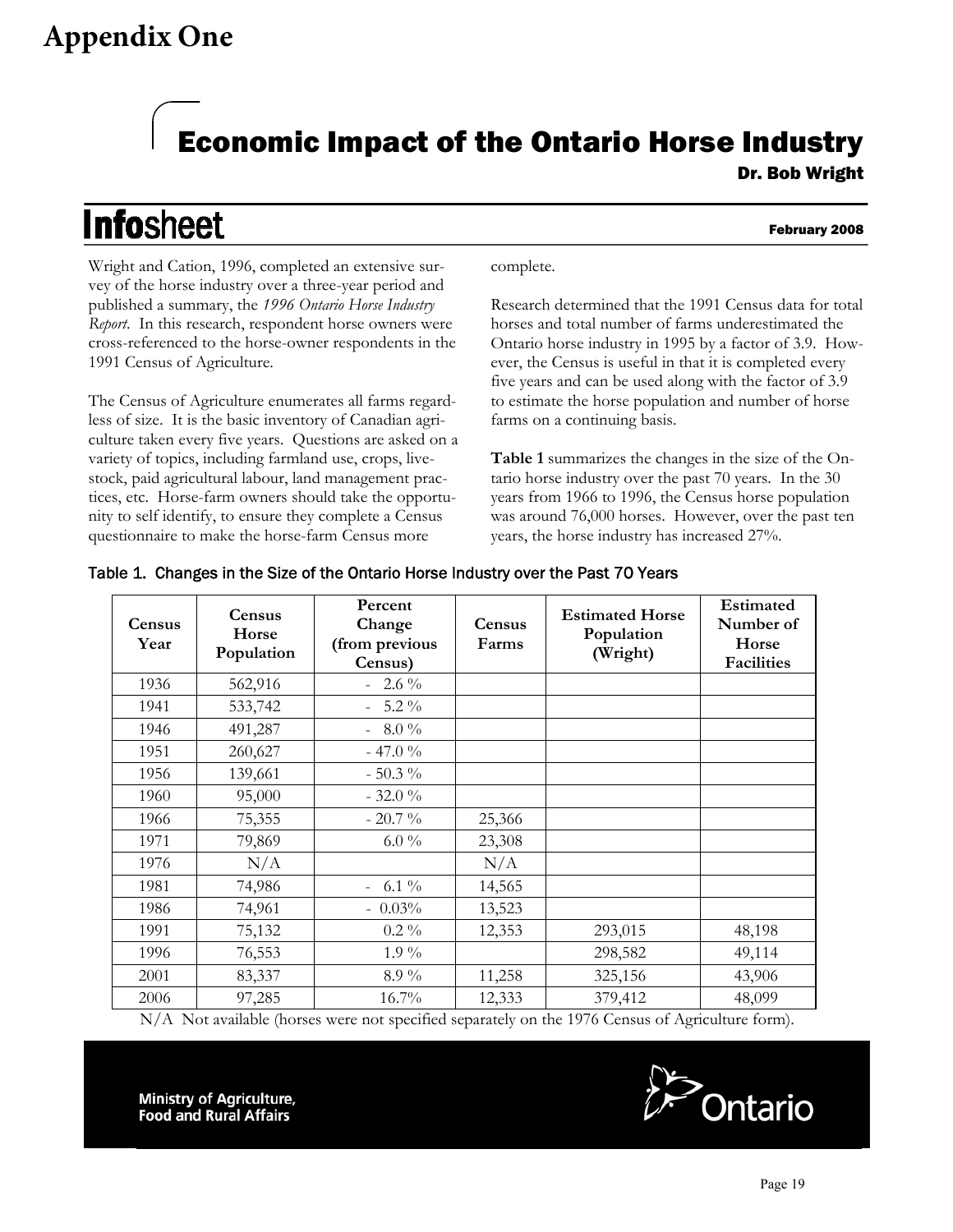# Appendix One

## Economic Impact of the Ontario Horse Industry

**Dr. Bob Wright**

**Infosheet**

**February 2008**

Wright and Cation, 1996, completed an extensive survey of the horse industry over a three-year period and published a summary, the *1996 Ontario Horse Industry Report*. In this research, respondent horse owners were cross-referenced to the horse-owner respondents in the 1991 Census of Agriculture.

The Census of Agriculture enumerates all farms regardless of size. It is the basic inventory of Canadian agriculture taken every five years. Questions are asked on a variety of topics, including farmland use, crops, livestock, paid agricultural labour, land management practices, etc. Horse-farm owners should take the opportunity to self identify, to ensure they complete a Census questionnaire to make the horse-farm Census more complete.

Research determined that the 1991 Census data for total horses and total number of farms underestimated the Ontario horse industry in 1995 by a factor of 3.9. However, the Census is useful in that it is completed every five years and can be used along with the factor of 3.9 to estimate the horse population and number of horse farms on a continuing basis.

**Table 1** summarizes the changes in the size of the Ontario horse industry over the past 70 years. In the 30 years from 1966 to 1996, the Census horse population was around 76,000 horses. However, over the past ten years, the horse industry has increased 27%.

Table 1. Changes in the Size of the Ontario Horse Industry over the Past 70 Years

| Census Year | Census Horse Population | Percent Change (from previous Census) | Census Farms | Estimated Horse Population (Wright) | Estimated Number of Horse Facilities |
|---|---|---|---|---|---|
| 1936 | 562,916 | - 2.6 % | | | |
| 1941 | 533,742 | - 5.2 % | | | |
| 1946 | 491,287 | - 8.0 % | | | |
| 1951 | 260,627 | - 47.0 % | | | |
| 1956 | 139,661 | - 50.3 % | | | |
| 1960 | 95,000 | - 32.0 % | | | |
| 1966 | 75,355 | - 20.7 % | 25,366 | | |
| 1971 | 79,869 | 6.0 % | 23,308 | | |
| 1976 | N/A | | N/A | | |
| 1981 | 74,986 | - 6.1 % | 14,565 | | |
| 1986 | 74,961 | - 0.03% | 13,523 | | |
| 1991 | 75,132 | 0.2 % | 12,353 | 293,015 | 48,198 |
| 1996 | 76,553 | 1.9 % | | 298,582 | 49,114 |
| 2001 | 83,337 | 8.9 % | 11,258 | 325,156 | 43,906 |
| 2006 | 97,285 | 16.7% | 12,333 | 379,412 | 48,099 |

N/A Not available (horses were not specified separately on the 1976 Census of Agriculture form).

Ministry of Agriculture, Food and Rural Affairs

Ontario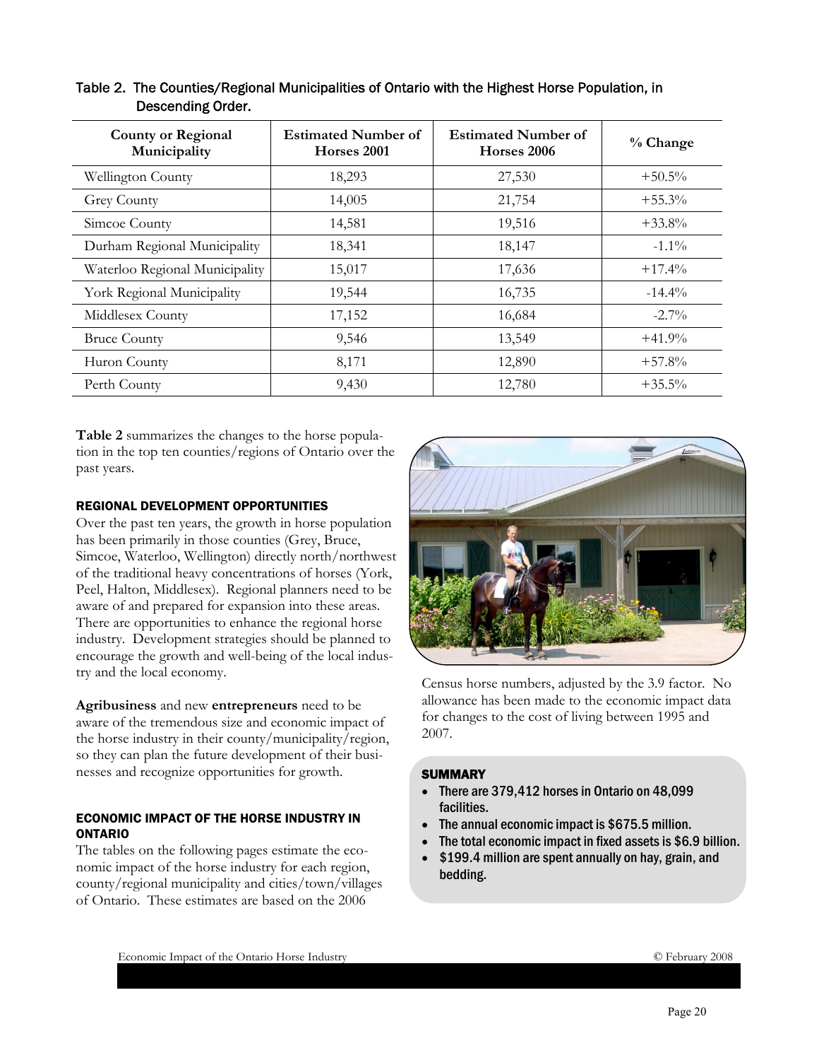Table 2. The Counties/Regional Municipalities of Ontario with the Highest Horse Population, in Descending Order.

| County or Regional Municipality | Estimated Number of Horses 2001 | Estimated Number of Horses 2006 | % Change |
|---|---|---|---|
| Wellington County | 18,293 | 27,530 | +50.5% |
| Grey County | 14,005 | 21,754 | +55.3% |
| Simcoe County | 14,581 | 19,516 | +33.8% |
| Durham Regional Municipality | 18,341 | 18,147 | -1.1% |
| Waterloo Regional Municipality | 15,017 | 17,636 | +17.4% |
| York Regional Municipality | 19,544 | 16,735 | -14.4% |
| Middlesex County | 17,152 | 16,684 | -2.7% |
| Bruce County | 9,546 | 13,549 | +41.9% |
| Huron County | 8,171 | 12,890 | +57.8% |
| Perth County | 9,430 | 12,780 | +35.5% |

**Table 2** summarizes the changes to the horse population in the top ten counties/regions of Ontario over the past years.

### REGIONAL DEVELOPMENT OPPORTUNITIES

Over the past ten years, the growth in horse population has been primarily in those counties (Grey, Bruce, Simcoe, Waterloo, Wellington) directly north/northwest of the traditional heavy concentrations of horses (York, Peel, Halton, Middlesex). Regional planners need to be aware of and prepared for expansion into these areas. There are opportunities to enhance the regional horse industry. Development strategies should be planned to encourage the growth and well-being of the local industry and the local economy.

**Agribusiness** and new **entrepreneurs** need to be aware of the tremendous size and economic impact of the horse industry in their county/municipality/region, so they can plan the future development of their businesses and recognize opportunities for growth.

### ECONOMIC IMPACT OF THE HORSE INDUSTRY IN ONTARIO

The tables on the following pages estimate the economic impact of the horse industry for each region, county/regional municipality and cities/town/villages of Ontario. These estimates are based on the 2006 Census horse numbers, adjusted by the 3.9 factor. No allowance has been made to the economic impact data for changes to the cost of living between 1995 and 2007.

### SUMMARY

- **There are 379,412 horses in Ontario on 48,099 facilities.**
- **The annual economic impact is $675.5 million.**
- **The total economic impact in fixed assets is $6.9 billion.**
- **$199.4 million are spent annually on hay, grain, and bedding.**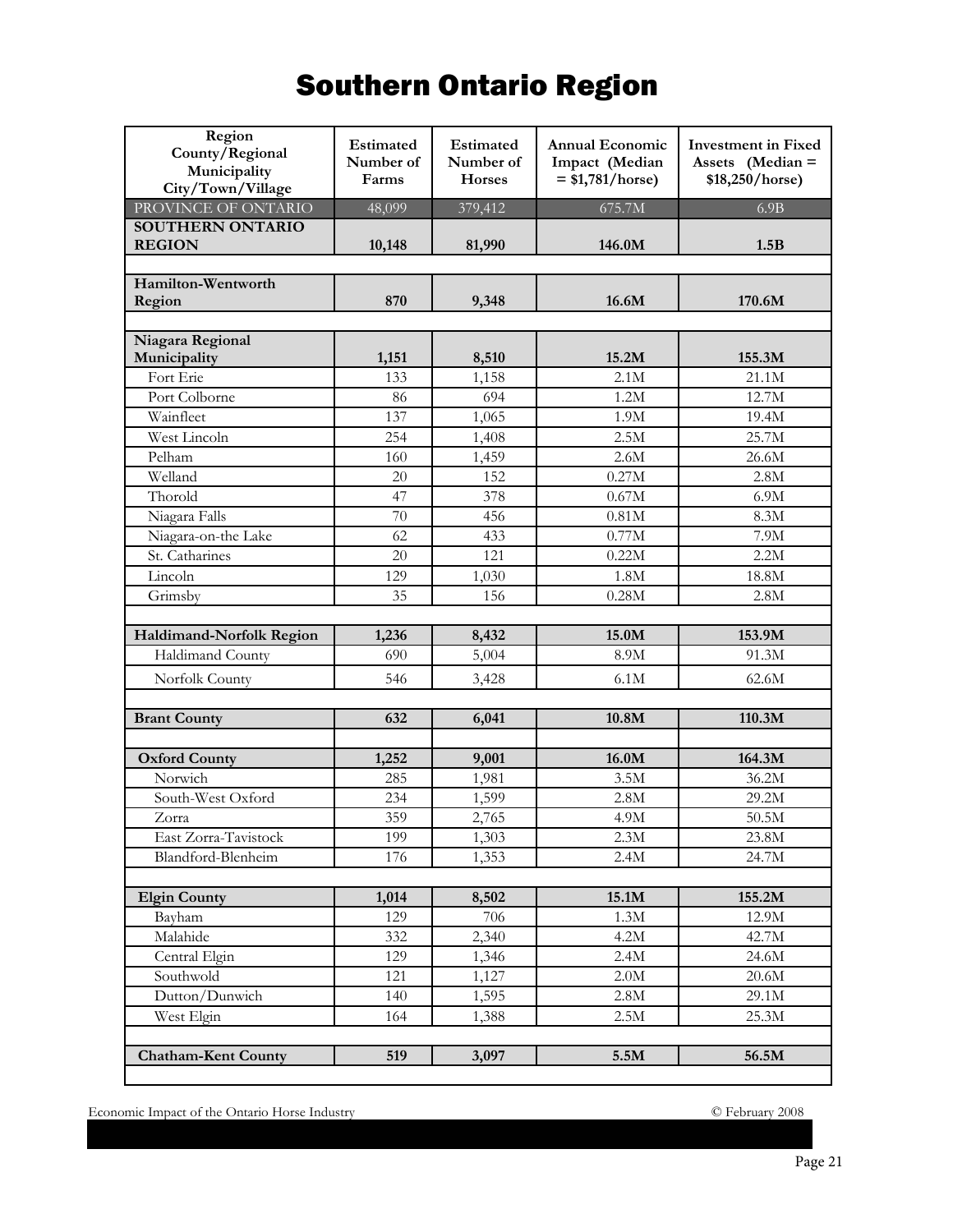# Southern Ontario Region

| Region<br>County/Regional Municipality<br>City/Town/Village | Estimated Number of Farms | Estimated Number of Horses | Annual Economic Impact (Median = $1,781/horse) | Investment in Fixed Assets (Median = $18,250/horse) |
|---|---|---|---|---|
| PROVINCE OF ONTARIO | 48,099 | 379,412 | 675.7M | 6.9B |
| **SOUTHERN ONTARIO REGION** | **10,148** | **81,990** | **146.0M** | **1.5B** |
| | | | | |
| **Hamilton-Wentworth Region** | **870** | **9,348** | **16.6M** | **170.6M** |
| | | | | |
| **Niagara Regional Municipality** | **1,151** | **8,510** | **15.2M** | **155.3M** |
| Fort Erie | 133 | 1,158 | 2.1M | 21.1M |
| Port Colborne | 86 | 694 | 1.2M | 12.7M |
| Wainfleet | 137 | 1,065 | 1.9M | 19.4M |
| West Lincoln | 254 | 1,408 | 2.5M | 25.7M |
| Pelham | 160 | 1,459 | 2.6M | 26.6M |
| Welland | 20 | 152 | 0.27M | 2.8M |
| Thorold | 47 | 378 | 0.67M | 6.9M |
| Niagara Falls | 70 | 456 | 0.81M | 8.3M |
| Niagara-on-the Lake | 62 | 433 | 0.77M | 7.9M |
| St. Catharines | 20 | 121 | 0.22M | 2.2M |
| Lincoln | 129 | 1,030 | 1.8M | 18.8M |
| Grimsby | 35 | 156 | 0.28M | 2.8M |
| | | | | |
| **Haldimand-Norfolk Region** | **1,236** | **8,432** | **15.0M** | **153.9M** |
| Haldimand County | 690 | 5,004 | 8.9M | 91.3M |
| Norfolk County | 546 | 3,428 | 6.1M | 62.6M |
| | | | | |
| **Brant County** | **632** | **6,041** | **10.8M** | **110.3M** |
| | | | | |
| **Oxford County** | **1,252** | **9,001** | **16.0M** | **164.3M** |
| Norwich | 285 | 1,981 | 3.5M | 36.2M |
| South-West Oxford | 234 | 1,599 | 2.8M | 29.2M |
| Zorra | 359 | 2,765 | 4.9M | 50.5M |
| East Zorra-Tavistock | 199 | 1,303 | 2.3M | 23.8M |
| Blandford-Blenheim | 176 | 1,353 | 2.4M | 24.7M |
| | | | | |
| **Elgin County** | **1,014** | **8,502** | **15.1M** | **155.2M** |
| Bayham | 129 | 706 | 1.3M | 12.9M |
| Malahide | 332 | 2,340 | 4.2M | 42.7M |
| Central Elgin | 129 | 1,346 | 2.4M | 24.6M |
| Southwold | 121 | 1,127 | 2.0M | 20.6M |
| Dutton/Dunwich | 140 | 1,595 | 2.8M | 29.1M |
| West Elgin | 164 | 1,388 | 2.5M | 25.3M |
| | | | | |
| **Chatham-Kent County** | **519** | **3,097** | **5.5M** | **56.5M** |

Economic Impact of the Ontario Horse Industry © February 2008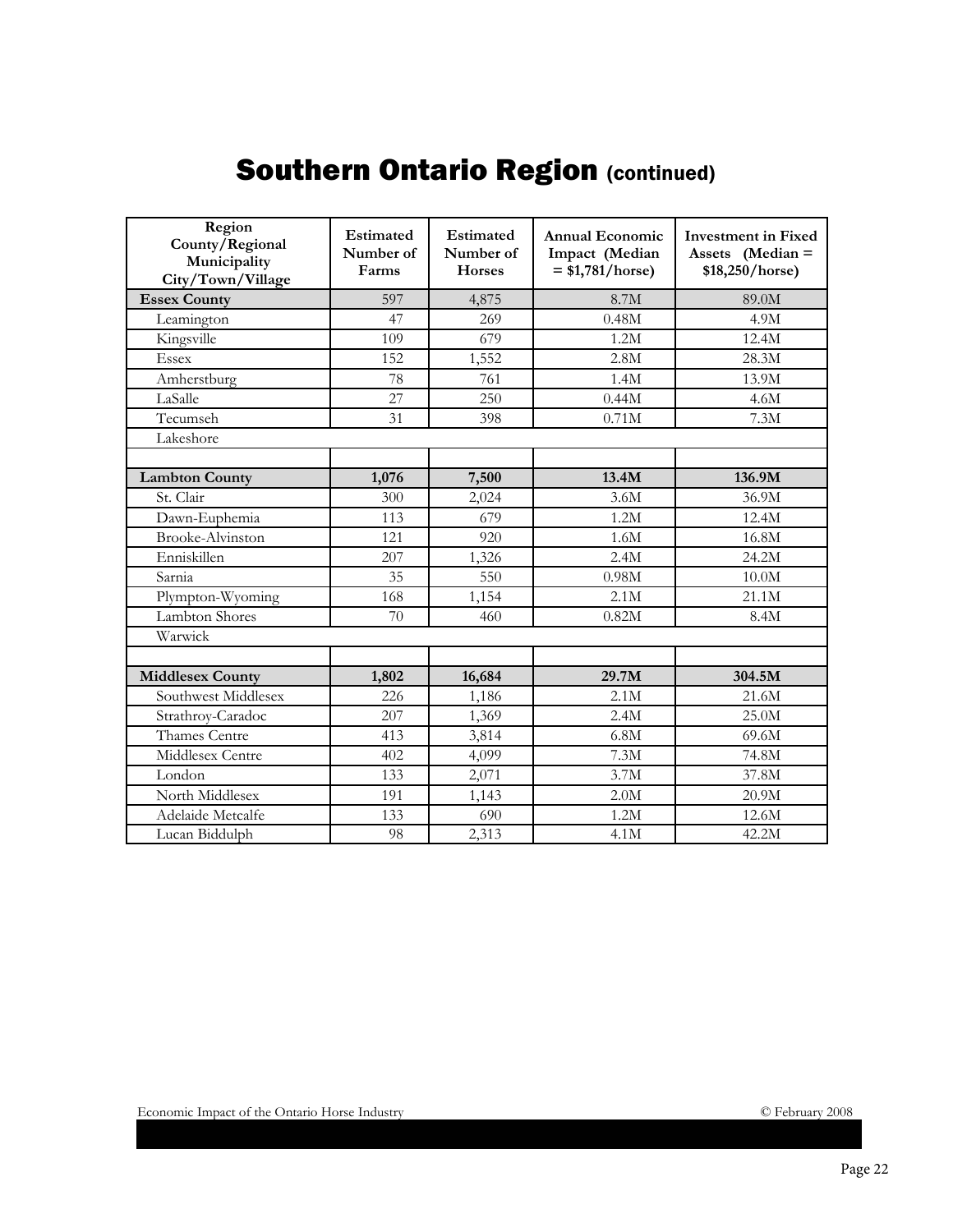# Southern Ontario Region (continued)

| Region County/Regional Municipality City/Town/Village | Estimated Number of Farms | Estimated Number of Horses | Annual Economic Impact (Median = $1,781/horse) | Investment in Fixed Assets (Median = $18,250/horse) |
|---|---|---|---|---|
| **Essex County** | 597 | 4,875 | 8.7M | 89.0M |
| Leamington | 47 | 269 | 0.48M | 4.9M |
| Kingsville | 109 | 679 | 1.2M | 12.4M |
| Essex | 152 | 1,552 | 2.8M | 28.3M |
| Amherstburg | 78 | 761 | 1.4M | 13.9M |
| LaSalle | 27 | 250 | 0.44M | 4.6M |
| Tecumseh | 31 | 398 | 0.71M | 7.3M |
| Lakeshore | | | | |
| | | | | |
| **Lambton County** | **1,076** | **7,500** | **13.4M** | **136.9M** |
| St. Clair | 300 | 2,024 | 3.6M | 36.9M |
| Dawn-Euphemia | 113 | 679 | 1.2M | 12.4M |
| Brooke-Alvinston | 121 | 920 | 1.6M | 16.8M |
| Enniskillen | 207 | 1,326 | 2.4M | 24.2M |
| Sarnia | 35 | 550 | 0.98M | 10.0M |
| Plympton-Wyoming | 168 | 1,154 | 2.1M | 21.1M |
| Lambton Shores | 70 | 460 | 0.82M | 8.4M |
| Warwick | | | | |
| | | | | |
| **Middlesex County** | **1,802** | **16,684** | **29.7M** | **304.5M** |
| Southwest Middlesex | 226 | 1,186 | 2.1M | 21.6M |
| Strathroy-Caradoc | 207 | 1,369 | 2.4M | 25.0M |
| Thames Centre | 413 | 3,814 | 6.8M | 69.6M |
| Middlesex Centre | 402 | 4,099 | 7.3M | 74.8M |
| London | 133 | 2,071 | 3.7M | 37.8M |
| North Middlesex | 191 | 1,143 | 2.0M | 20.9M |
| Adelaide Metcalfe | 133 | 690 | 1.2M | 12.6M |
| Lucan Biddulph | 98 | 2,313 | 4.1M | 42.2M |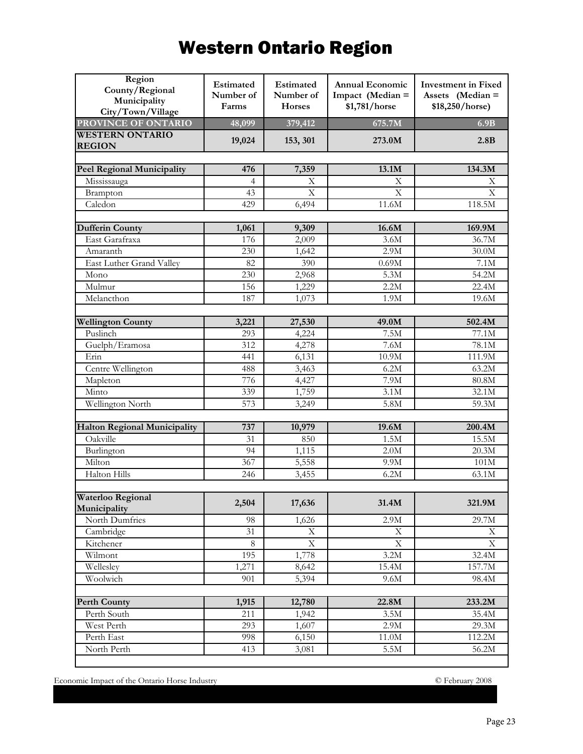# Western Ontario Region

| Region<br>County/Regional Municipality<br>City/Town/Village | Estimated Number of Farms | Estimated Number of Horses | Annual Economic Impact (Median = $1,781/horse | Investment in Fixed Assets (Median = $18,250/horse) |
|---|---|---|---|---|
| **PROVINCE OF ONTARIO** | **48,099** | **379,412** | **675.7M** | **6.9B** |
| **WESTERN ONTARIO REGION** | **19,024** | **153, 301** | **273.0M** | **2.8B** |
| | | | | |
| **Peel Regional Municipality** | **476** | **7,359** | **13.1M** | **134.3M** |
| Mississauga | 4 | X | X | X |
| Brampton | 43 | X | X | X |
| Caledon | 429 | 6,494 | 11.6M | 118.5M |
| | | | | |
| **Dufferin County** | **1,061** | **9,309** | **16.6M** | **169.9M** |
| East Garafraxa | 176 | 2,009 | 3.6M | 36.7M |
| Amaranth | 230 | 1,642 | 2.9M | 30.0M |
| East Luther Grand Valley | 82 | 390 | 0.69M | 7.1M |
| Mono | 230 | 2,968 | 5.3M | 54.2M |
| Mulmur | 156 | 1,229 | 2.2M | 22.4M |
| Melancthon | 187 | 1,073 | 1.9M | 19.6M |
| | | | | |
| **Wellington County** | **3,221** | **27,530** | **49.0M** | **502.4M** |
| Puslinch | 293 | 4,224 | 7.5M | 77.1M |
| Guelph/Eramosa | 312 | 4,278 | 7.6M | 78.1M |
| Erin | 441 | 6,131 | 10.9M | 111.9M |
| Centre Wellington | 488 | 3,463 | 6.2M | 63.2M |
| Mapleton | 776 | 4,427 | 7.9M | 80.8M |
| Minto | 339 | 1,759 | 3.1M | 32.1M |
| Wellington North | 573 | 3,249 | 5.8M | 59.3M |
| | | | | |
| **Halton Regional Municipality** | **737** | **10,979** | **19.6M** | **200.4M** |
| Oakville | 31 | 850 | 1.5M | 15.5M |
| Burlington | 94 | 1,115 | 2.0M | 20.3M |
| Milton | 367 | 5,558 | 9.9M | 101M |
| Halton Hills | 246 | 3,455 | 6.2M | 63.1M |
| | | | | |
| **Waterloo Regional Municipality** | **2,504** | **17,636** | **31.4M** | **321.9M** |
| North Dumfries | 98 | 1,626 | 2.9M | 29.7M |
| Cambridge | 31 | X | X | X |
| Kitchener | 8 | X | X | X |
| Wilmont | 195 | 1,778 | 3.2M | 32.4M |
| Wellesley | 1,271 | 8,642 | 15.4M | 157.7M |
| Woolwich | 901 | 5,394 | 9.6M | 98.4M |
| | | | | |
| **Perth County** | **1,915** | **12,780** | **22.8M** | **233.2M** |
| Perth South | 211 | 1,942 | 3.5M | 35.4M |
| West Perth | 293 | 1,607 | 2.9M | 29.3M |
| Perth East | 998 | 6,150 | 11.0M | 112.2M |
| North Perth | 413 | 3,081 | 5.5M | 56.2M |

Economic Impact of the Ontario Horse Industry © February 2008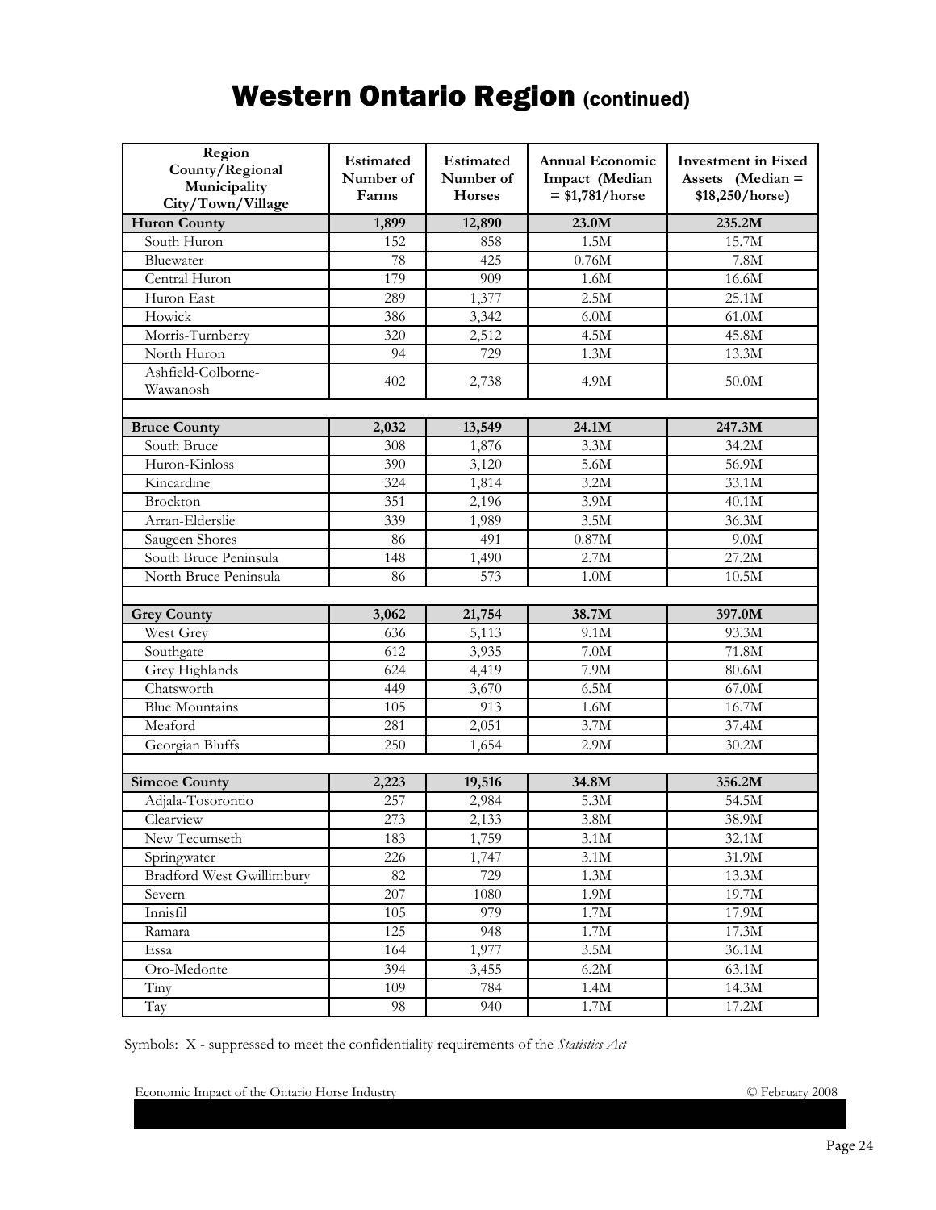# Western Ontario Region (continued)

| Region County/Regional Municipality City/Town/Village | Estimated Number of Farms | Estimated Number of Horses | Annual Economic Impact (Median = $1,781/horse | Investment in Fixed Assets (Median = $18,250/horse) |
|---|---|---|---|---|
| **Huron County** | **1,899** | **12,890** | **23.0M** | **235.2M** |
| South Huron | 152 | 858 | 1.5M | 15.7M |
| Bluewater | 78 | 425 | 0.76M | 7.8M |
| Central Huron | 179 | 909 | 1.6M | 16.6M |
| Huron East | 289 | 1,377 | 2.5M | 25.1M |
| Howick | 386 | 3,342 | 6.0M | 61.0M |
| Morris-Turnberry | 320 | 2,512 | 4.5M | 45.8M |
| North Huron | 94 | 729 | 1.3M | 13.3M |
| Ashfield-Colborne-Wawanosh | 402 | 2,738 | 4.9M | 50.0M |
| | | | | |
| **Bruce County** | **2,032** | **13,549** | **24.1M** | **247.3M** |
| South Bruce | 308 | 1,876 | 3.3M | 34.2M |
| Huron-Kinloss | 390 | 3,120 | 5.6M | 56.9M |
| Kincardine | 324 | 1,814 | 3.2M | 33.1M |
| Brockton | 351 | 2,196 | 3.9M | 40.1M |
| Arran-Elderslie | 339 | 1,989 | 3.5M | 36.3M |
| Saugeen Shores | 86 | 491 | 0.87M | 9.0M |
| South Bruce Peninsula | 148 | 1,490 | 2.7M | 27.2M |
| North Bruce Peninsula | 86 | 573 | 1.0M | 10.5M |
| | | | | |
| **Grey County** | **3,062** | **21,754** | **38.7M** | **397.0M** |
| West Grey | 636 | 5,113 | 9.1M | 93.3M |
| Southgate | 612 | 3,935 | 7.0M | 71.8M |
| Grey Highlands | 624 | 4,419 | 7.9M | 80.6M |
| Chatsworth | 449 | 3,670 | 6.5M | 67.0M |
| Blue Mountains | 105 | 913 | 1.6M | 16.7M |
| Meaford | 281 | 2,051 | 3.7M | 37.4M |
| Georgian Bluffs | 250 | 1,654 | 2.9M | 30.2M |
| | | | | |
| **Simcoe County** | **2,223** | **19,516** | **34.8M** | **356.2M** |
| Adjala-Tosorontio | 257 | 2,984 | 5.3M | 54.5M |
| Clearview | 273 | 2,133 | 3.8M | 38.9M |
| New Tecumseth | 183 | 1,759 | 3.1M | 32.1M |
| Springwater | 226 | 1,747 | 3.1M | 31.9M |
| Bradford West Gwillimbury | 82 | 729 | 1.3M | 13.3M |
| Severn | 207 | 1080 | 1.9M | 19.7M |
| Innisfil | 105 | 979 | 1.7M | 17.9M |
| Ramara | 125 | 948 | 1.7M | 17.3M |
| Essa | 164 | 1,977 | 3.5M | 36.1M |
| Oro-Medonte | 394 | 3,455 | 6.2M | 63.1M |
| Tiny | 109 | 784 | 1.4M | 14.3M |
| Tay | 98 | 940 | 1.7M | 17.2M |

Symbols: X - suppressed to meet the confidentiality requirements of the *Statistics Act*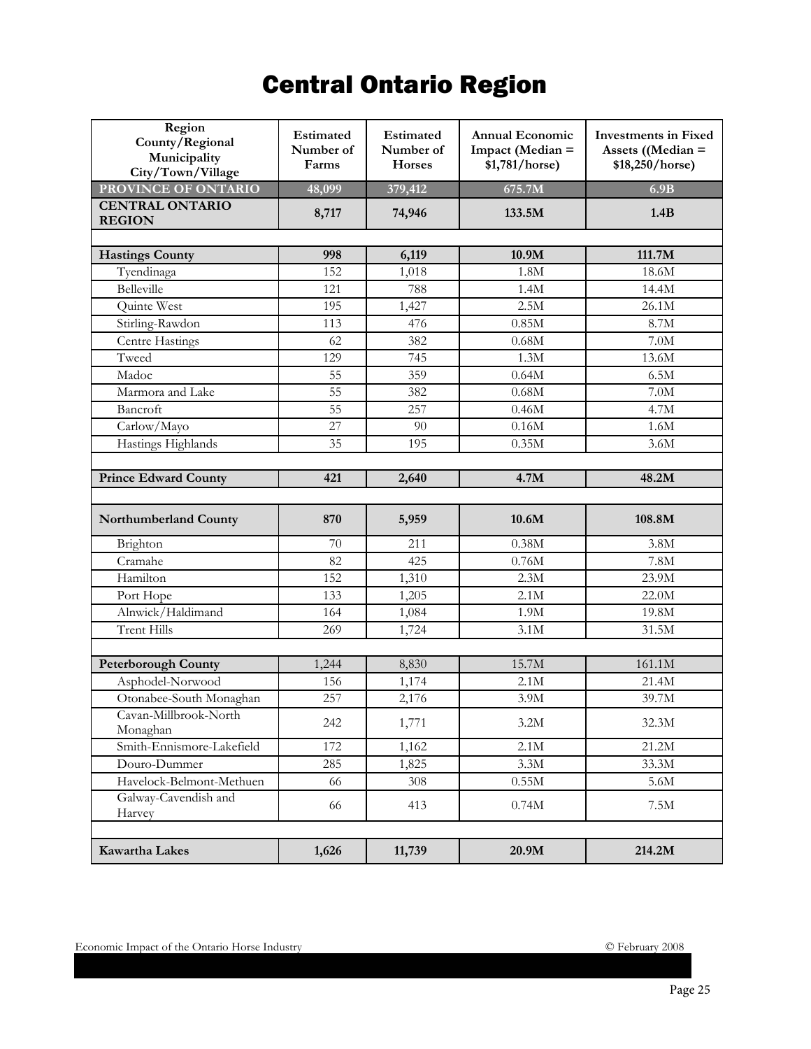# Central Ontario Region

| Region County/Regional Municipality City/Town/Village | Estimated Number of Farms | Estimated Number of Horses | Annual Economic Impact (Median = $1,781/horse) | Investments in Fixed Assets ((Median = $18,250/horse) |
|---|---|---|---|---|
| **PROVINCE OF ONTARIO** | **48,099** | **379,412** | **675.7M** | **6.9B** |
| **CENTRAL ONTARIO REGION** | **8,717** | **74,946** | **133.5M** | **1.4B** |
| | | | | |
| **Hastings County** | **998** | **6,119** | **10.9M** | **111.7M** |
| Tyendinaga | 152 | 1,018 | 1.8M | 18.6M |
| Belleville | 121 | 788 | 1.4M | 14.4M |
| Quinte West | 195 | 1,427 | 2.5M | 26.1M |
| Stirling-Rawdon | 113 | 476 | 0.85M | 8.7M |
| Centre Hastings | 62 | 382 | 0.68M | 7.0M |
| Tweed | 129 | 745 | 1.3M | 13.6M |
| Madoc | 55 | 359 | 0.64M | 6.5M |
| Marmora and Lake | 55 | 382 | 0.68M | 7.0M |
| Bancroft | 55 | 257 | 0.46M | 4.7M |
| Carlow/Mayo | 27 | 90 | 0.16M | 1.6M |
| Hastings Highlands | 35 | 195 | 0.35M | 3.6M |
| | | | | |
| **Prince Edward County** | **421** | **2,640** | **4.7M** | **48.2M** |
| | | | | |
| **Northumberland County** | **870** | **5,959** | **10.6M** | **108.8M** |
| Brighton | 70 | 211 | 0.38M | 3.8M |
| Cramahe | 82 | 425 | 0.76M | 7.8M |
| Hamilton | 152 | 1,310 | 2.3M | 23.9M |
| Port Hope | 133 | 1,205 | 2.1M | 22.0M |
| Alnwick/Haldimand | 164 | 1,084 | 1.9M | 19.8M |
| Trent Hills | 269 | 1,724 | 3.1M | 31.5M |
| | | | | |
| **Peterborough County** | 1,244 | 8,830 | 15.7M | 161.1M |
| Asphodel-Norwood | 156 | 1,174 | 2.1M | 21.4M |
| Otonabee-South Monaghan | 257 | 2,176 | 3.9M | 39.7M |
| Cavan-Millbrook-North Monaghan | 242 | 1,771 | 3.2M | 32.3M |
| Smith-Ennismore-Lakefield | 172 | 1,162 | 2.1M | 21.2M |
| Douro-Dummer | 285 | 1,825 | 3.3M | 33.3M |
| Havelock-Belmont-Methuen | 66 | 308 | 0.55M | 5.6M |
| Galway-Cavendish and Harvey | 66 | 413 | 0.74M | 7.5M |
| | | | | |
| **Kawartha Lakes** | **1,626** | **11,739** | **20.9M** | **214.2M** |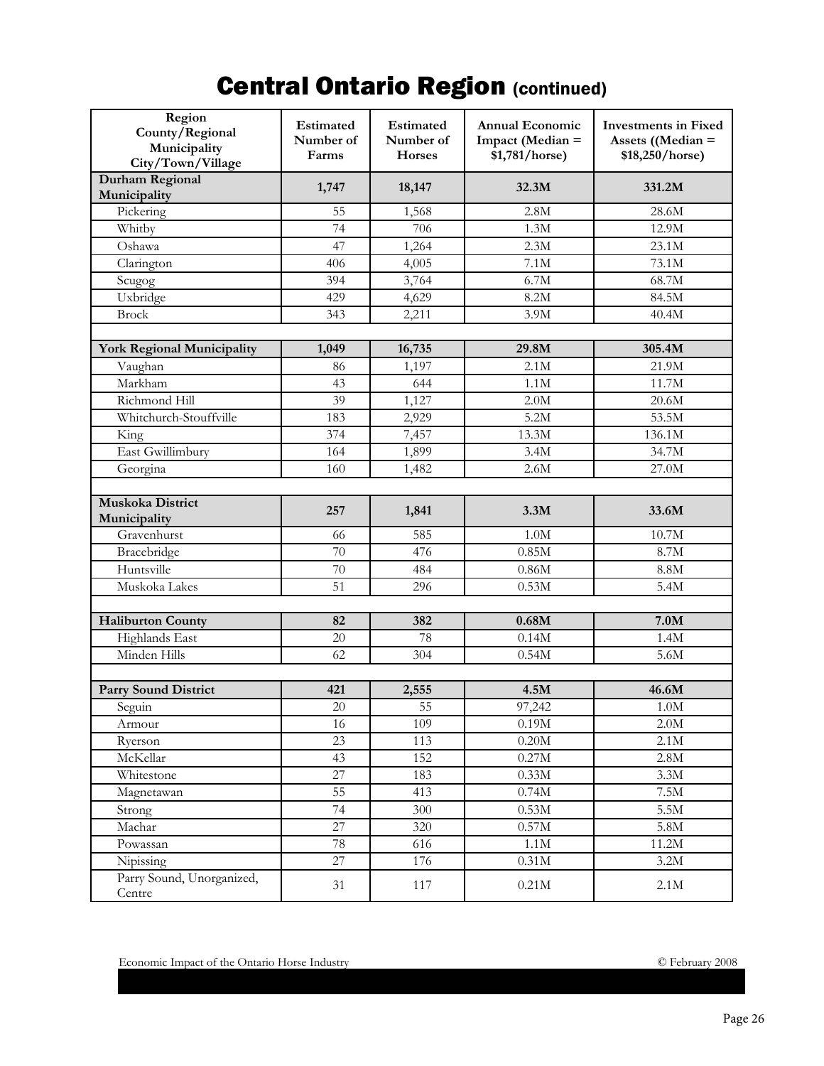# Central Ontario Region (continued)

| Region<br>County/Regional Municipality<br>City/Town/Village | Estimated Number of Farms | Estimated Number of Horses | Annual Economic Impact (Median = $1,781/horse) | Investments in Fixed Assets ((Median = $18,250/horse) |
|---|---|---|---|---|
| **Durham Regional Municipality** | **1,747** | **18,147** | **32.3M** | **331.2M** |
| Pickering | 55 | 1,568 | 2.8M | 28.6M |
| Whitby | 74 | 706 | 1.3M | 12.9M |
| Oshawa | 47 | 1,264 | 2.3M | 23.1M |
| Clarington | 406 | 4,005 | 7.1M | 73.1M |
| Scugog | 394 | 3,764 | 6.7M | 68.7M |
| Uxbridge | 429 | 4,629 | 8.2M | 84.5M |
| Brock | 343 | 2,211 | 3.9M | 40.4M |
| | | | | |
| **York Regional Municipality** | **1,049** | **16,735** | **29.8M** | **305.4M** |
| Vaughan | 86 | 1,197 | 2.1M | 21.9M |
| Markham | 43 | 644 | 1.1M | 11.7M |
| Richmond Hill | 39 | 1,127 | 2.0M | 20.6M |
| Whitchurch-Stouffville | 183 | 2,929 | 5.2M | 53.5M |
| King | 374 | 7,457 | 13.3M | 136.1M |
| East Gwillimbury | 164 | 1,899 | 3.4M | 34.7M |
| Georgina | 160 | 1,482 | 2.6M | 27.0M |
| | | | | |
| **Muskoka District Municipality** | **257** | **1,841** | **3.3M** | **33.6M** |
| Gravenhurst | 66 | 585 | 1.0M | 10.7M |
| Bracebridge | 70 | 476 | 0.85M | 8.7M |
| Huntsville | 70 | 484 | 0.86M | 8.8M |
| Muskoka Lakes | 51 | 296 | 0.53M | 5.4M |
| | | | | |
| **Haliburton County** | **82** | **382** | **0.68M** | **7.0M** |
| Highlands East | 20 | 78 | 0.14M | 1.4M |
| Minden Hills | 62 | 304 | 0.54M | 5.6M |
| | | | | |
| **Parry Sound District** | **421** | **2,555** | **4.5M** | **46.6M** |
| Seguin | 20 | 55 | 97,242 | 1.0M |
| Armour | 16 | 109 | 0.19M | 2.0M |
| Ryerson | 23 | 113 | 0.20M | 2.1M |
| McKellar | 43 | 152 | 0.27M | 2.8M |
| Whitestone | 27 | 183 | 0.33M | 3.3M |
| Magnetawan | 55 | 413 | 0.74M | 7.5M |
| Strong | 74 | 300 | 0.53M | 5.5M |
| Machar | 27 | 320 | 0.57M | 5.8M |
| Powassan | 78 | 616 | 1.1M | 11.2M |
| Nipissing | 27 | 176 | 0.31M | 3.2M |
| Parry Sound, Unorganized, Centre | 31 | 117 | 0.21M | 2.1M |

Economic Impact of the Ontario Horse Industry © February 2008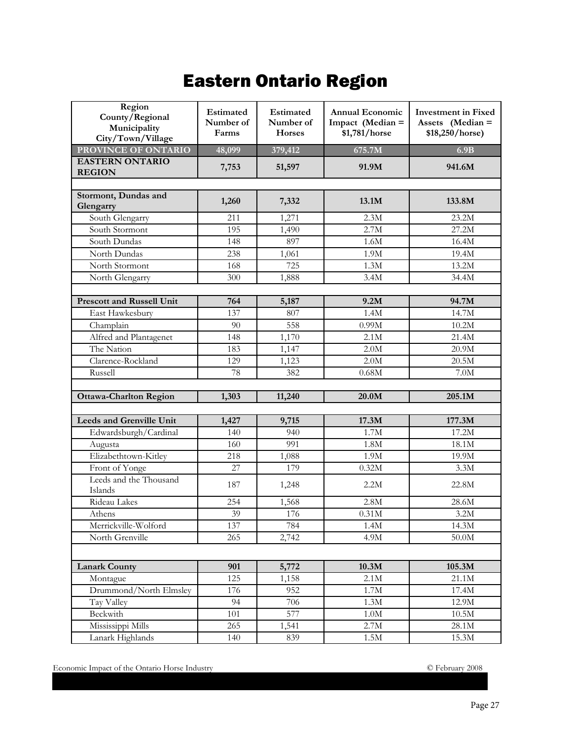# Eastern Ontario Region

| Region<br>County/Regional Municipality<br>City/Town/Village | Estimated Number of Farms | Estimated Number of Horses | Annual Economic Impact (Median = $1,781/horse | Investment in Fixed Assets (Median = $18,250/horse) |
|---|---|---|---|---|
| **PROVINCE OF ONTARIO** | **48,099** | **379,412** | **675.7M** | **6.9B** |
| **EASTERN ONTARIO REGION** | **7,753** | **51,597** | **91.9M** | **941.6M** |
| | | | | |
| **Stormont, Dundas and Glengarry** | **1,260** | **7,332** | **13.1M** | **133.8M** |
| South Glengarry | 211 | 1,271 | 2.3M | 23.2M |
| South Stormont | 195 | 1,490 | 2.7M | 27.2M |
| South Dundas | 148 | 897 | 1.6M | 16.4M |
| North Dundas | 238 | 1,061 | 1.9M | 19.4M |
| North Stormont | 168 | 725 | 1.3M | 13.2M |
| North Glengarry | 300 | 1,888 | 3.4M | 34.4M |
| | | | | |
| **Prescott and Russell Unit** | **764** | **5,187** | **9.2M** | **94.7M** |
| East Hawkesbury | 137 | 807 | 1.4M | 14.7M |
| Champlain | 90 | 558 | 0.99M | 10.2M |
| Alfred and Plantagenet | 148 | 1,170 | 2.1M | 21.4M |
| The Nation | 183 | 1,147 | 2.0M | 20.9M |
| Clarence-Rockland | 129 | 1,123 | 2.0M | 20.5M |
| Russell | 78 | 382 | 0.68M | 7.0M |
| | | | | |
| **Ottawa-Charlton Region** | **1,303** | **11,240** | **20.0M** | **205.1M** |
| | | | | |
| **Leeds and Grenville Unit** | **1,427** | **9,715** | **17.3M** | **177.3M** |
| Edwardsburgh/Cardinal | 140 | 940 | 1.7M | 17.2M |
| Augusta | 160 | 991 | 1.8M | 18.1M |
| Elizabethtown-Kitley | 218 | 1,088 | 1.9M | 19.9M |
| Front of Yonge | 27 | 179 | 0.32M | 3.3M |
| Leeds and the Thousand Islands | 187 | 1,248 | 2.2M | 22.8M |
| Rideau Lakes | 254 | 1,568 | 2.8M | 28.6M |
| Athens | 39 | 176 | 0.31M | 3.2M |
| Merrickville-Wolford | 137 | 784 | 1.4M | 14.3M |
| North Grenville | 265 | 2,742 | 4.9M | 50.0M |
| | | | | |
| **Lanark County** | **901** | **5,772** | **10.3M** | **105.3M** |
| Montague | 125 | 1,158 | 2.1M | 21.1M |
| Drummond/North Elmsley | 176 | 952 | 1.7M | 17.4M |
| Tay Valley | 94 | 706 | 1.3M | 12.9M |
| Beckwith | 101 | 577 | 1.0M | 10.5M |
| Mississippi Mills | 265 | 1,541 | 2.7M | 28.1M |
| Lanark Highlands | 140 | 839 | 1.5M | 15.3M |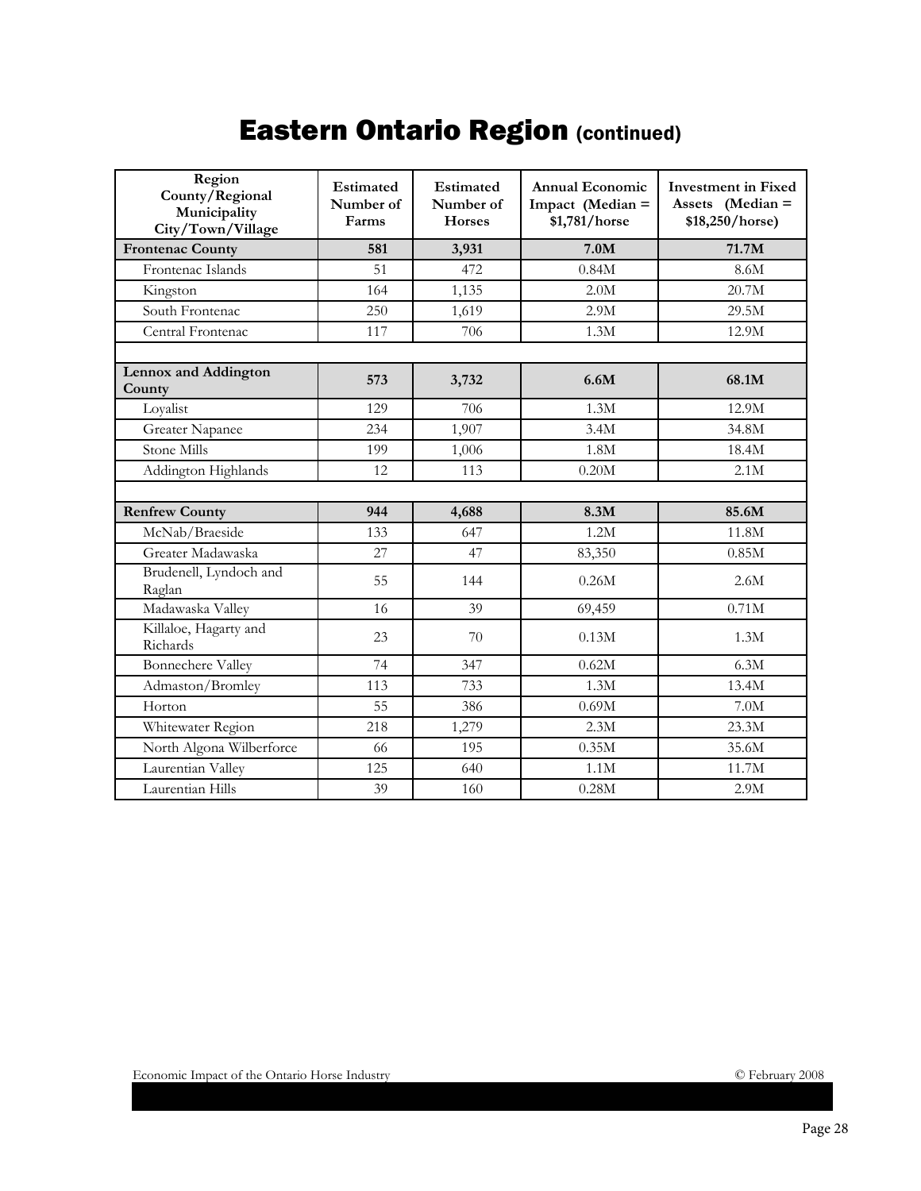# Eastern Ontario Region (continued)

| Region County/Regional Municipality City/Town/Village | Estimated Number of Farms | Estimated Number of Horses | Annual Economic Impact (Median = $1,781/horse | Investment in Fixed Assets (Median = $18,250/horse) |
|---|---|---|---|---|
| **Frontenac County** | **581** | **3,931** | **7.0M** | **71.7M** |
| Frontenac Islands | 51 | 472 | 0.84M | 8.6M |
| Kingston | 164 | 1,135 | 2.0M | 20.7M |
| South Frontenac | 250 | 1,619 | 2.9M | 29.5M |
| Central Frontenac | 117 | 706 | 1.3M | 12.9M |
| | | | | |
| **Lennox and Addington County** | **573** | **3,732** | **6.6M** | **68.1M** |
| Loyalist | 129 | 706 | 1.3M | 12.9M |
| Greater Napanee | 234 | 1,907 | 3.4M | 34.8M |
| Stone Mills | 199 | 1,006 | 1.8M | 18.4M |
| Addington Highlands | 12 | 113 | 0.20M | 2.1M |
| | | | | |
| **Renfrew County** | **944** | **4,688** | **8.3M** | **85.6M** |
| McNab/Braeside | 133 | 647 | 1.2M | 11.8M |
| Greater Madawaska | 27 | 47 | 83,350 | 0.85M |
| Brudenell, Lyndoch and Raglan | 55 | 144 | 0.26M | 2.6M |
| Madawaska Valley | 16 | 39 | 69,459 | 0.71M |
| Killaloe, Hagarty and Richards | 23 | 70 | 0.13M | 1.3M |
| Bonnechere Valley | 74 | 347 | 0.62M | 6.3M |
| Admaston/Bromley | 113 | 733 | 1.3M | 13.4M |
| Horton | 55 | 386 | 0.69M | 7.0M |
| Whitewater Region | 218 | 1,279 | 2.3M | 23.3M |
| North Algona Wilberforce | 66 | 195 | 0.35M | 35.6M |
| Laurentian Valley | 125 | 640 | 1.1M | 11.7M |
| Laurentian Hills | 39 | 160 | 0.28M | 2.9M |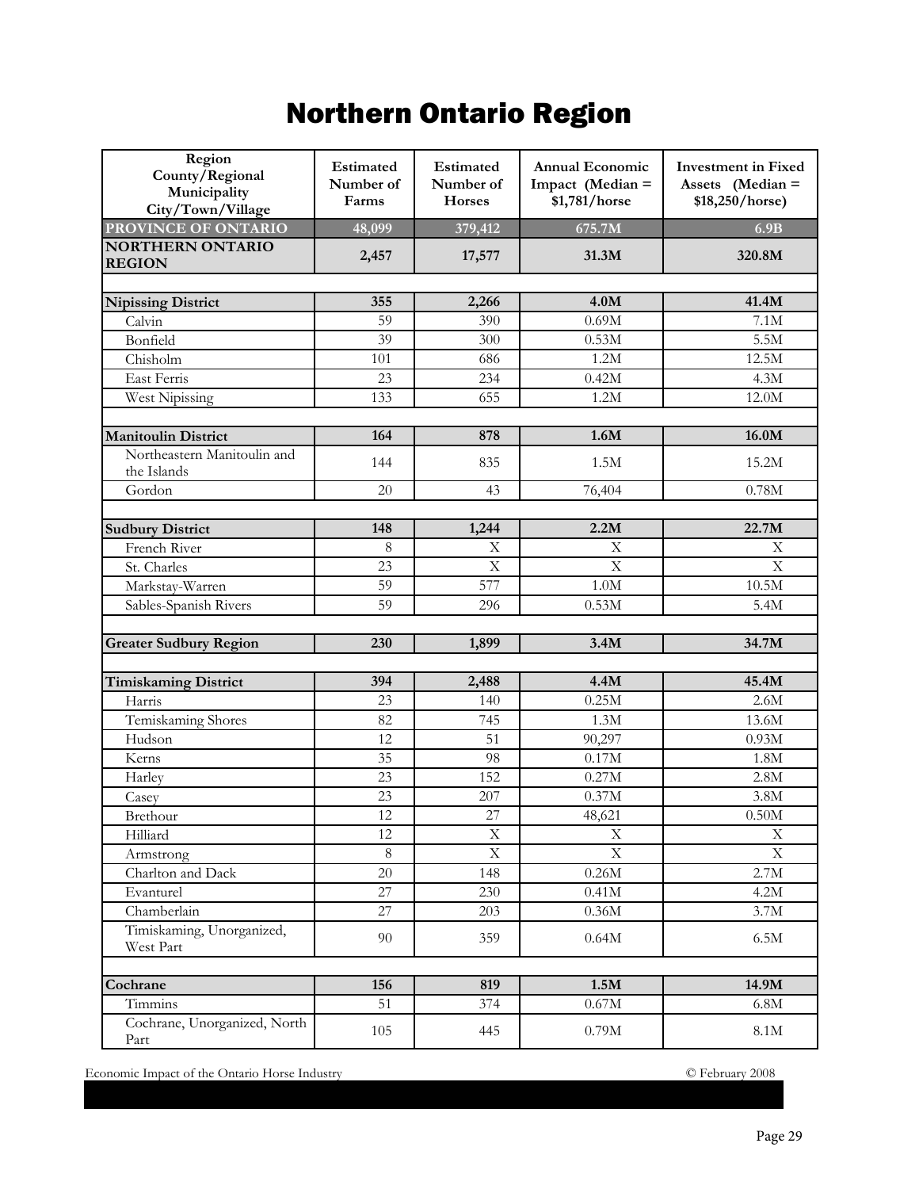# Northern Ontario Region

| Region<br>County/Regional Municipality<br>City/Town/Village | Estimated Number of Farms | Estimated Number of Horses | Annual Economic Impact (Median = $1,781/horse | Investment in Fixed Assets (Median = $18,250/horse) |
|---|---|---|---|---|
| **PROVINCE OF ONTARIO** | **48,099** | **379,412** | **675.7M** | **6.9B** |
| **NORTHERN ONTARIO REGION** | **2,457** | **17,577** | **31.3M** | **320.8M** |
| | | | | |
| **Nipissing District** | **355** | **2,266** | **4.0M** | **41.4M** |
| Calvin | 59 | 390 | 0.69M | 7.1M |
| Bonfield | 39 | 300 | 0.53M | 5.5M |
| Chisholm | 101 | 686 | 1.2M | 12.5M |
| East Ferris | 23 | 234 | 0.42M | 4.3M |
| West Nipissing | 133 | 655 | 1.2M | 12.0M |
| | | | | |
| **Manitoulin District** | **164** | **878** | **1.6M** | **16.0M** |
| Northeastern Manitoulin and the Islands | 144 | 835 | 1.5M | 15.2M |
| Gordon | 20 | 43 | 76,404 | 0.78M |
| | | | | |
| **Sudbury District** | **148** | **1,244** | **2.2M** | **22.7M** |
| French River | 8 | X | X | X |
| St. Charles | 23 | X | X | X |
| Markstay-Warren | 59 | 577 | 1.0M | 10.5M |
| Sables-Spanish Rivers | 59 | 296 | 0.53M | 5.4M |
| | | | | |
| **Greater Sudbury Region** | **230** | **1,899** | **3.4M** | **34.7M** |
| | | | | |
| **Timiskaming District** | **394** | **2,488** | **4.4M** | **45.4M** |
| Harris | 23 | 140 | 0.25M | 2.6M |
| Temiskaming Shores | 82 | 745 | 1.3M | 13.6M |
| Hudson | 12 | 51 | 90,297 | 0.93M |
| Kerns | 35 | 98 | 0.17M | 1.8M |
| Harley | 23 | 152 | 0.27M | 2.8M |
| Casey | 23 | 207 | 0.37M | 3.8M |
| Brethour | 12 | 27 | 48,621 | 0.50M |
| Hilliard | 12 | X | X | X |
| Armstrong | 8 | X | X | X |
| Charlton and Dack | 20 | 148 | 0.26M | 2.7M |
| Evanturel | 27 | 230 | 0.41M | 4.2M |
| Chamberlain | 27 | 203 | 0.36M | 3.7M |
| Timiskaming, Unorganized, West Part | 90 | 359 | 0.64M | 6.5M |
| | | | | |
| **Cochrane** | **156** | **819** | **1.5M** | **14.9M** |
| Timmins | 51 | 374 | 0.67M | 6.8M |
| Cochrane, Unorganized, North Part | 105 | 445 | 0.79M | 8.1M |

Economic Impact of the Ontario Horse Industry © February 2008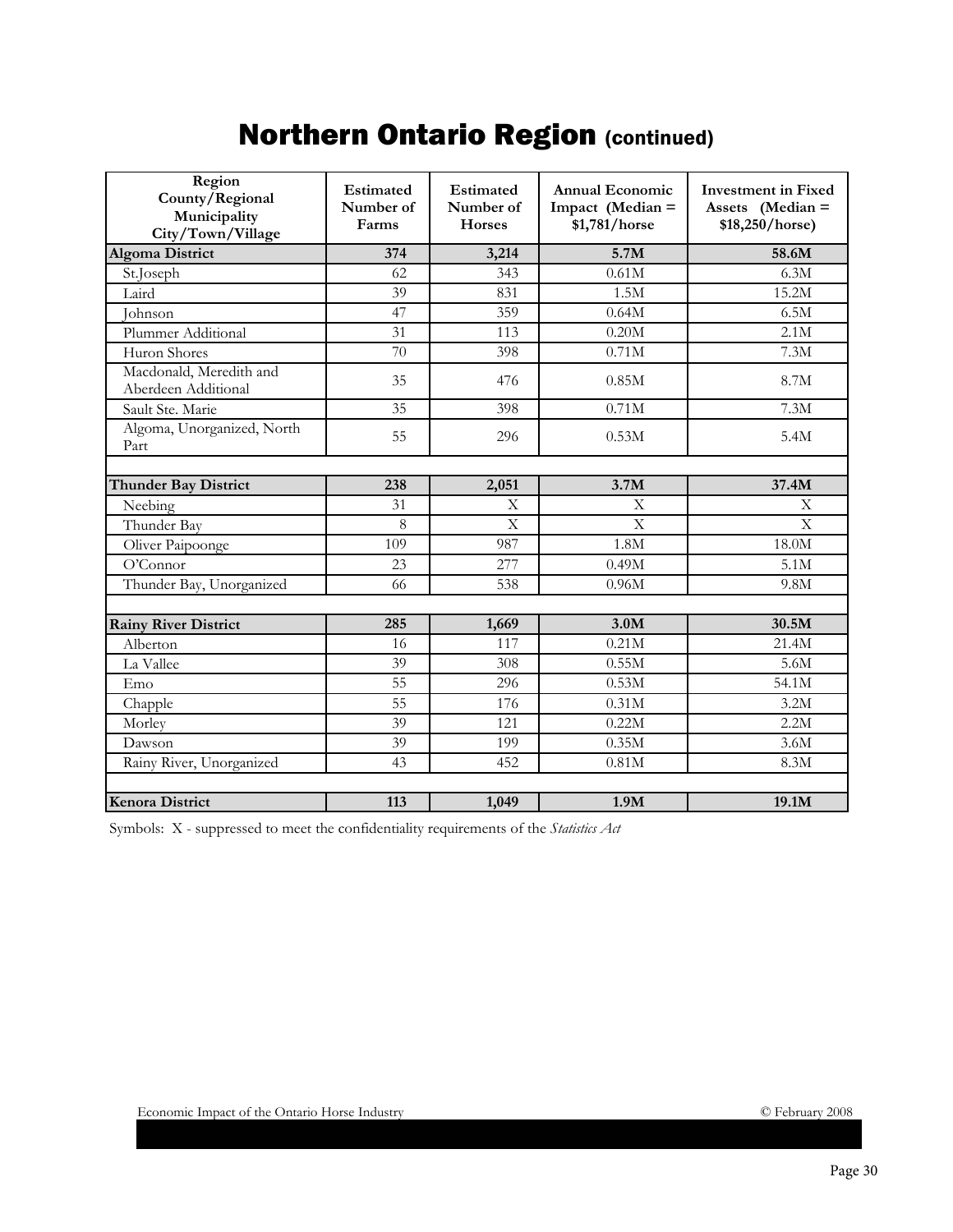# Northern Ontario Region (continued)

| Region County/Regional Municipality City/Town/Village | Estimated Number of Farms | Estimated Number of Horses | Annual Economic Impact (Median = $1,781/horse | Investment in Fixed Assets (Median = $18,250/horse) |
|---|---|---|---|---|
| **Algoma District** | **374** | **3,214** | **5.7M** | **58.6M** |
| St.Joseph | 62 | 343 | 0.61M | 6.3M |
| Laird | 39 | 831 | 1.5M | 15.2M |
| Johnson | 47 | 359 | 0.64M | 6.5M |
| Plummer Additional | 31 | 113 | 0.20M | 2.1M |
| Huron Shores | 70 | 398 | 0.71M | 7.3M |
| Macdonald, Meredith and Aberdeen Additional | 35 | 476 | 0.85M | 8.7M |
| Sault Ste. Marie | 35 | 398 | 0.71M | 7.3M |
| Algoma, Unorganized, North Part | 55 | 296 | 0.53M | 5.4M |
| | | | | |
| **Thunder Bay District** | **238** | **2,051** | **3.7M** | **37.4M** |
| Neebing | 31 | X | X | X |
| Thunder Bay | 8 | X | X | X |
| Oliver Paipoonge | 109 | 987 | 1.8M | 18.0M |
| O'Connor | 23 | 277 | 0.49M | 5.1M |
| Thunder Bay, Unorganized | 66 | 538 | 0.96M | 9.8M |
| | | | | |
| **Rainy River District** | **285** | **1,669** | **3.0M** | **30.5M** |
| Alberton | 16 | 117 | 0.21M | 21.4M |
| La Vallee | 39 | 308 | 0.55M | 5.6M |
| Emo | 55 | 296 | 0.53M | 54.1M |
| Chapple | 55 | 176 | 0.31M | 3.2M |
| Morley | 39 | 121 | 0.22M | 2.2M |
| Dawson | 39 | 199 | 0.35M | 3.6M |
| Rainy River, Unorganized | 43 | 452 | 0.81M | 8.3M |
| | | | | |
| **Kenora District** | **113** | **1,049** | **1.9M** | **19.1M** |

Symbols: X - suppressed to meet the confidentiality requirements of the *Statistics Act*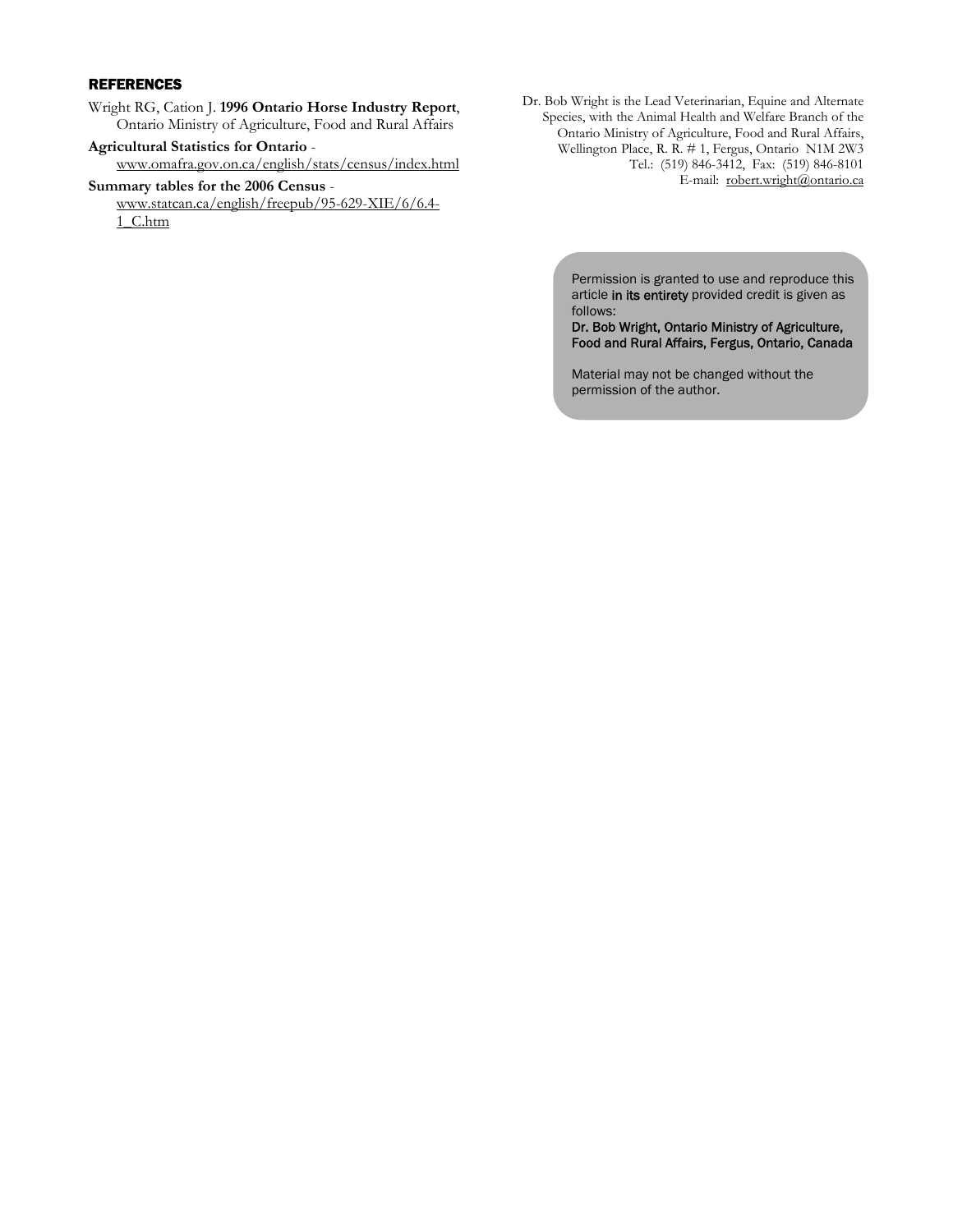## REFERENCES

Wright RG, Cation J. **1996 Ontario Horse Industry Report**, Ontario Ministry of Agriculture, Food and Rural Affairs

**Agricultural Statistics for Ontario** - www.omafra.gov.on.ca/english/stats/census/index.html

**Summary tables for the 2006 Census** - www.statcan.ca/english/freepub/95-629-XIE/6/6.4-1_C.htm

Dr. Bob Wright is the Lead Veterinarian, Equine and Alternate Species, with the Animal Health and Welfare Branch of the Ontario Ministry of Agriculture, Food and Rural Affairs, Wellington Place, R. R. # 1, Fergus, Ontario N1M 2W3
Tel.: (519) 846-3412, Fax: (519) 846-8101
E-mail: robert.wright@ontario.ca

Permission is granted to use and reproduce this article **in its entirety** provided credit is given as follows:
**Dr. Bob Wright, Ontario Ministry of Agriculture, Food and Rural Affairs, Fergus, Ontario, Canada**

Material may not be changed without the permission of the author.